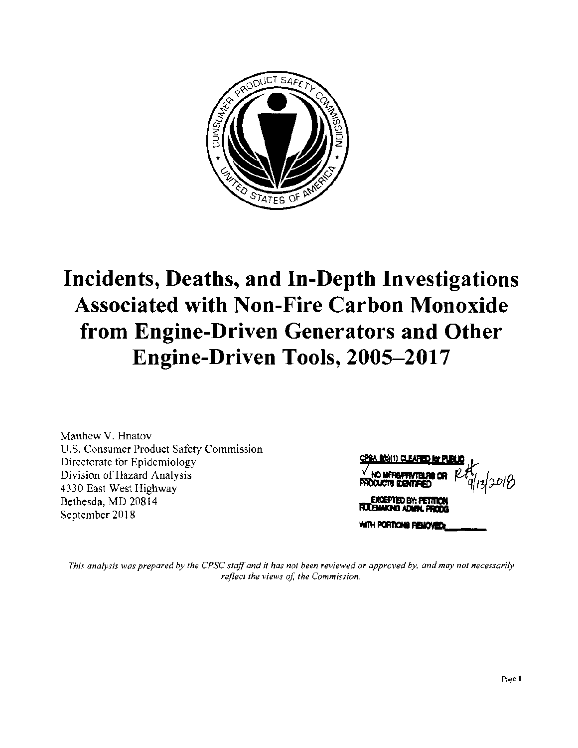# Incidents, Deaths, and In-Depth Investigations Associated with Non-Fire Carbon Monoxide from Engine-Driven Generators and Other Engine-Driven Tools, 2005–2017

Matthew V. Hnatov
U.S. Consumer Product Safety Commission
Directorate for Epidemiology
Division of Hazard Analysis
4330 East West Highway
Bethesda, MD 20814
September 2018

CPSA 6(b)(1) CLEARED for PUBLIC
✓ NO MFRS/PRVTLBLRS OR PRODUCTS IDENTIFIED
RH 9/13/2018
EXCEPTED BY: PETITION RULEMAKING ADMIN. PRCDG
WITH PORTIONS REMOVED: ______

*This analysis was prepared by the CPSC staff and it has not been reviewed or approved by, and may not necessarily reflect the views of, the Commission.*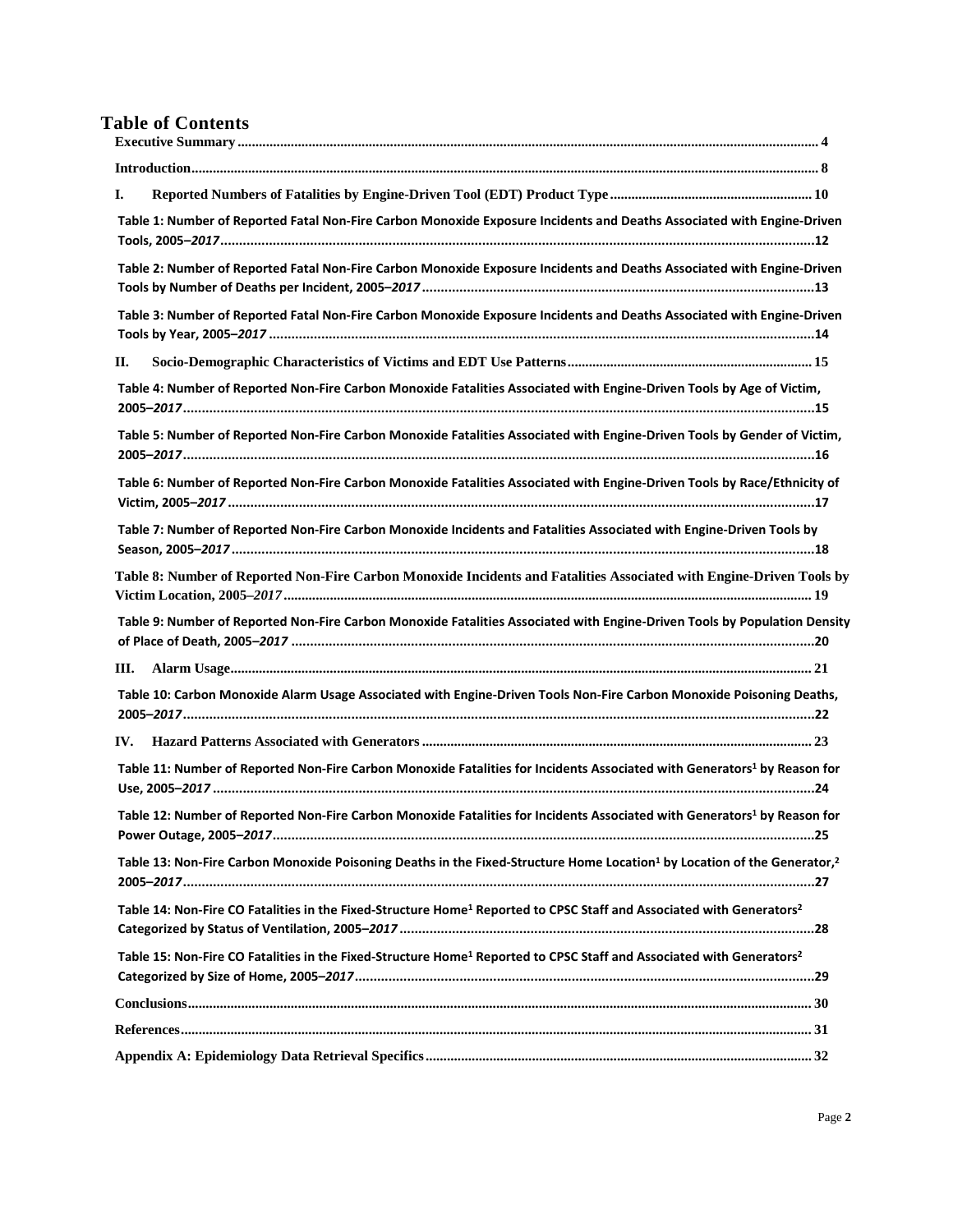# Table of Contents

Executive Summary .......... 4

Introduction .......... 8

I. Reported Numbers of Fatalities by Engine-Driven Tool (EDT) Product Type .......... 10

Table 1: Number of Reported Fatal Non-Fire Carbon Monoxide Exposure Incidents and Deaths Associated with Engine-Driven Tools, 2005–*2017* .......... 12

Table 2: Number of Reported Fatal Non-Fire Carbon Monoxide Exposure Incidents and Deaths Associated with Engine-Driven Tools by Number of Deaths per Incident, 2005–*2017* .......... 13

Table 3: Number of Reported Fatal Non-Fire Carbon Monoxide Exposure Incidents and Deaths Associated with Engine-Driven Tools by Year, 2005–*2017* .......... 14

II. Socio-Demographic Characteristics of Victims and EDT Use Patterns .......... 15

Table 4: Number of Reported Non-Fire Carbon Monoxide Fatalities Associated with Engine-Driven Tools by Age of Victim, 2005–*2017* .......... 15

Table 5: Number of Reported Non-Fire Carbon Monoxide Fatalities Associated with Engine-Driven Tools by Gender of Victim, 2005–*2017* .......... 16

Table 6: Number of Reported Non-Fire Carbon Monoxide Fatalities Associated with Engine-Driven Tools by Race/Ethnicity of Victim, 2005–*2017* .......... 17

Table 7: Number of Reported Non-Fire Carbon Monoxide Incidents and Fatalities Associated with Engine-Driven Tools by Season, 2005–*2017* .......... 18

Table 8: Number of Reported Non-Fire Carbon Monoxide Incidents and Fatalities Associated with Engine-Driven Tools by Victim Location, 2005–*2017* .......... 19

Table 9: Number of Reported Non-Fire Carbon Monoxide Fatalities Associated with Engine-Driven Tools by Population Density of Place of Death, 2005–*2017* .......... 20

III. Alarm Usage .......... 21

Table 10: Carbon Monoxide Alarm Usage Associated with Engine-Driven Tools Non-Fire Carbon Monoxide Poisoning Deaths, 2005–*2017* .......... 22

IV. Hazard Patterns Associated with Generators .......... 23

Table 11: Number of Reported Non-Fire Carbon Monoxide Fatalities for Incidents Associated with Generators[1] by Reason for Use, 2005–*2017* .......... 24

Table 12: Number of Reported Non-Fire Carbon Monoxide Fatalities for Incidents Associated with Generators[1] by Reason for Power Outage, 2005–*2017* .......... 25

Table 13: Non-Fire Carbon Monoxide Poisoning Deaths in the Fixed-Structure Home Location[1] by Location of the Generator,[2] 2005–*2017* .......... 27

Table 14: Non-Fire CO Fatalities in the Fixed-Structure Home[1] Reported to CPSC Staff and Associated with Generators[2] Categorized by Status of Ventilation, 2005–*2017* .......... 28

Table 15: Non-Fire CO Fatalities in the Fixed-Structure Home[1] Reported to CPSC Staff and Associated with Generators[2] Categorized by Size of Home, 2005–*2017* .......... 29

Conclusions .......... 30

References .......... 31

Appendix A: Epidemiology Data Retrieval Specifics .......... 32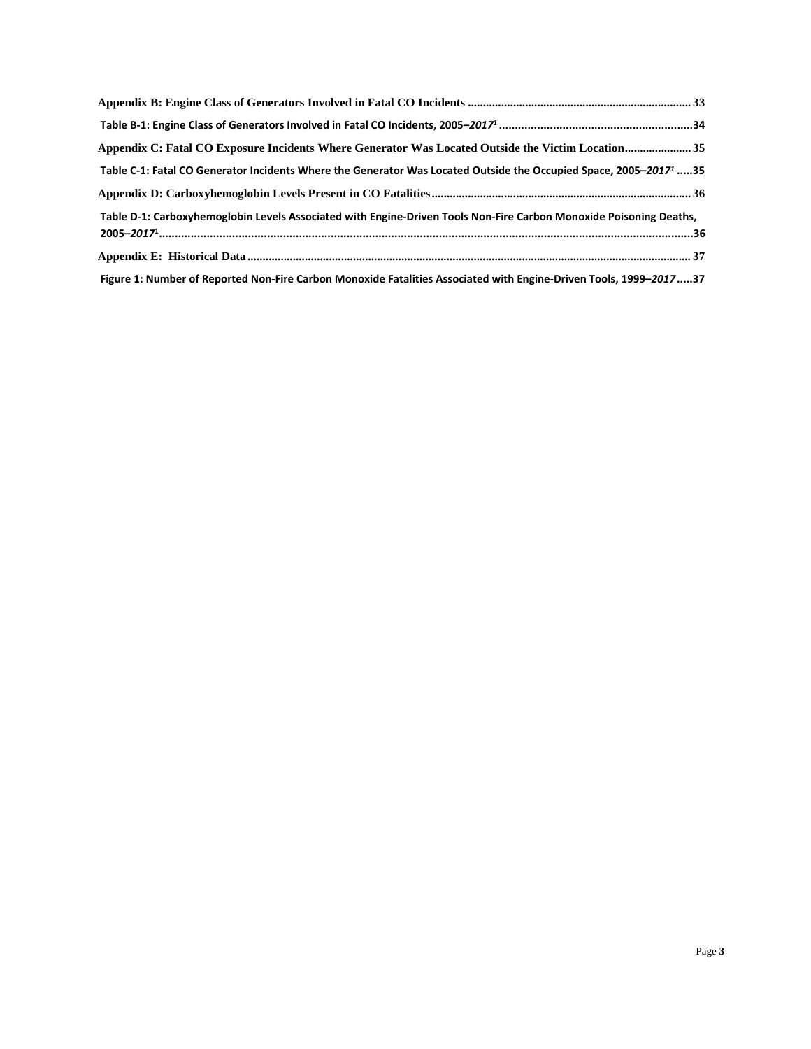Appendix B: Engine Class of Generators Involved in Fatal CO Incidents ........................................................................ 33

Table B-1: Engine Class of Generators Involved in Fatal CO Incidents, 2005–*2017*[1] ............................................................34

Appendix C: Fatal CO Exposure Incidents Where Generator Was Located Outside the Victim Location...................... 35

Table C-1: Fatal CO Generator Incidents Where the Generator Was Located Outside the Occupied Space, 2005–*2017*[1] .....35

Appendix D: Carboxyhemoglobin Levels Present in CO Fatalities..................................................................................... 36

Table D-1: Carboxyhemoglobin Levels Associated with Engine-Driven Tools Non-Fire Carbon Monoxide Poisoning Deaths, 2005–*2017*[1].....................................................................................................................................................................36

Appendix E: Historical Data................................................................................................................................................. 37

Figure 1: Number of Reported Non-Fire Carbon Monoxide Fatalities Associated with Engine-Driven Tools, 1999–*2017*.....37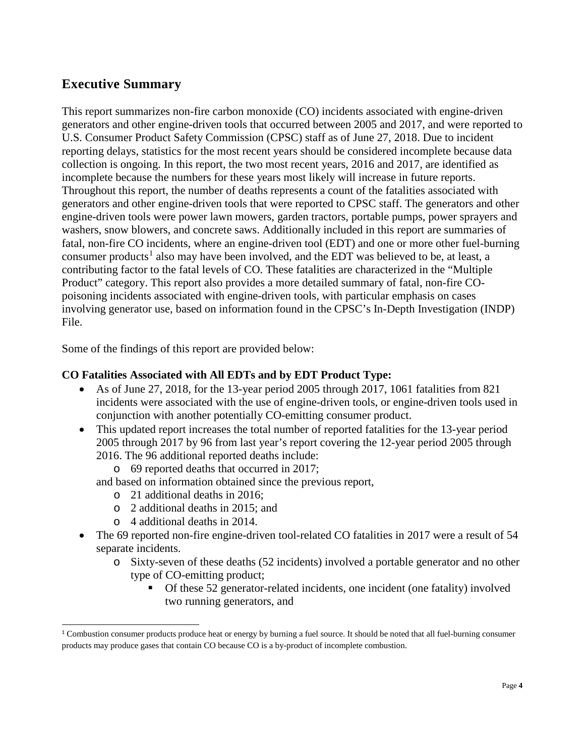## Executive Summary

This report summarizes non-fire carbon monoxide (CO) incidents associated with engine-driven generators and other engine-driven tools that occurred between 2005 and 2017, and were reported to U.S. Consumer Product Safety Commission (CPSC) staff as of June 27, 2018. Due to incident reporting delays, statistics for the most recent years should be considered incomplete because data collection is ongoing. In this report, the two most recent years, 2016 and 2017, are identified as incomplete because the numbers for these years most likely will increase in future reports. Throughout this report, the number of deaths represents a count of the fatalities associated with generators and other engine-driven tools that were reported to CPSC staff. The generators and other engine-driven tools were power lawn mowers, garden tractors, portable pumps, power sprayers and washers, snow blowers, and concrete saws. Additionally included in this report are summaries of fatal, non-fire CO incidents, where an engine-driven tool (EDT) and one or more other fuel-burning consumer products[1] also may have been involved, and the EDT was believed to be, at least, a contributing factor to the fatal levels of CO. These fatalities are characterized in the "Multiple Product" category. This report also provides a more detailed summary of fatal, non-fire CO-poisoning incidents associated with engine-driven tools, with particular emphasis on cases involving generator use, based on information found in the CPSC's In-Depth Investigation (INDP) File.

Some of the findings of this report are provided below:

**CO Fatalities Associated with All EDTs and by EDT Product Type:**

- As of June 27, 2018, for the 13-year period 2005 through 2017, 1061 fatalities from 821 incidents were associated with the use of engine-driven tools, or engine-driven tools used in conjunction with another potentially CO-emitting consumer product.
- This updated report increases the total number of reported fatalities for the 13-year period 2005 through 2017 by 96 from last year's report covering the 12-year period 2005 through 2016. The 96 additional reported deaths include:
  - 69 reported deaths that occurred in 2017;

  and based on information obtained since the previous report,
  - 21 additional deaths in 2016;
  - 2 additional deaths in 2015; and
  - 4 additional deaths in 2014.
- The 69 reported non-fire engine-driven tool-related CO fatalities in 2017 were a result of 54 separate incidents.
  - Sixty-seven of these deaths (52 incidents) involved a portable generator and no other type of CO-emitting product;
    - Of these 52 generator-related incidents, one incident (one fatality) involved two running generators, and

[1] Combustion consumer products produce heat or energy by burning a fuel source. It should be noted that all fuel-burning consumer products may produce gases that contain CO because CO is a by-product of incomplete combustion.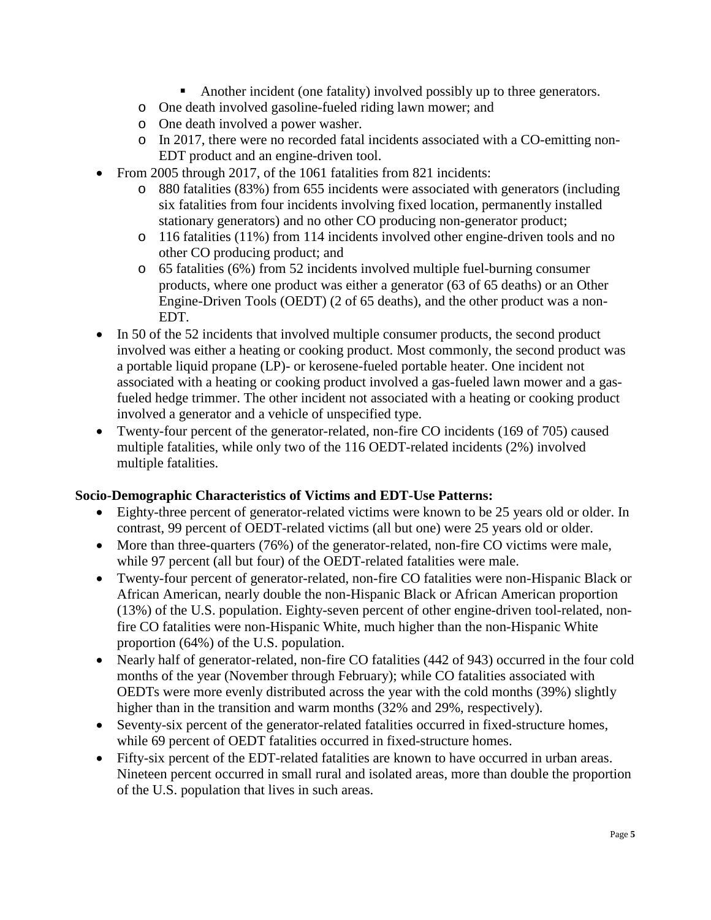- Another incident (one fatality) involved possibly up to three generators.
    - One death involved gasoline-fueled riding lawn mower; and
    - One death involved a power washer.
    - In 2017, there were no recorded fatal incidents associated with a CO-emitting non-EDT product and an engine-driven tool.
- From 2005 through 2017, of the 1061 fatalities from 821 incidents:
    - 880 fatalities (83%) from 655 incidents were associated with generators (including six fatalities from four incidents involving fixed location, permanently installed stationary generators) and no other CO producing non-generator product;
    - 116 fatalities (11%) from 114 incidents involved other engine-driven tools and no other CO producing product; and
    - 65 fatalities (6%) from 52 incidents involved multiple fuel-burning consumer products, where one product was either a generator (63 of 65 deaths) or an Other Engine-Driven Tools (OEDT) (2 of 65 deaths), and the other product was a non-EDT.
- In 50 of the 52 incidents that involved multiple consumer products, the second product involved was either a heating or cooking product. Most commonly, the second product was a portable liquid propane (LP)- or kerosene-fueled portable heater. One incident not associated with a heating or cooking product involved a gas-fueled lawn mower and a gas-fueled hedge trimmer. The other incident not associated with a heating or cooking product involved a generator and a vehicle of unspecified type.
- Twenty-four percent of the generator-related, non-fire CO incidents (169 of 705) caused multiple fatalities, while only two of the 116 OEDT-related incidents (2%) involved multiple fatalities.

**Socio-Demographic Characteristics of Victims and EDT-Use Patterns:**

- Eighty-three percent of generator-related victims were known to be 25 years old or older. In contrast, 99 percent of OEDT-related victims (all but one) were 25 years old or older.
- More than three-quarters (76%) of the generator-related, non-fire CO victims were male, while 97 percent (all but four) of the OEDT-related fatalities were male.
- Twenty-four percent of generator-related, non-fire CO fatalities were non-Hispanic Black or African American, nearly double the non-Hispanic Black or African American proportion (13%) of the U.S. population. Eighty-seven percent of other engine-driven tool-related, non-fire CO fatalities were non-Hispanic White, much higher than the non-Hispanic White proportion (64%) of the U.S. population.
- Nearly half of generator-related, non-fire CO fatalities (442 of 943) occurred in the four cold months of the year (November through February); while CO fatalities associated with OEDTs were more evenly distributed across the year with the cold months (39%) slightly higher than in the transition and warm months (32% and 29%, respectively).
- Seventy-six percent of the generator-related fatalities occurred in fixed-structure homes, while 69 percent of OEDT fatalities occurred in fixed-structure homes.
- Fifty-six percent of the EDT-related fatalities are known to have occurred in urban areas. Nineteen percent occurred in small rural and isolated areas, more than double the proportion of the U.S. population that lives in such areas.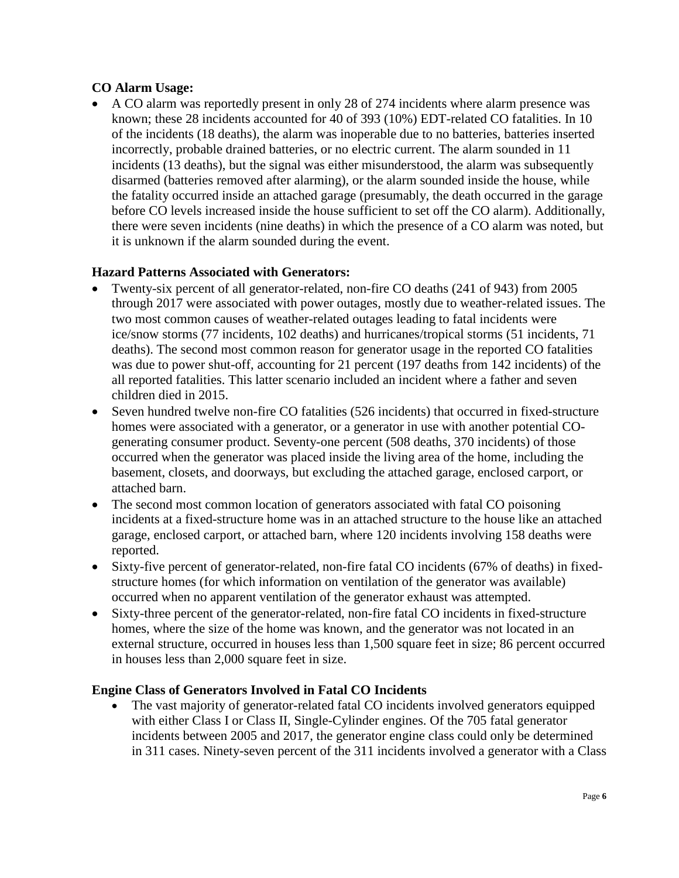**CO Alarm Usage:**

- A CO alarm was reportedly present in only 28 of 274 incidents where alarm presence was known; these 28 incidents accounted for 40 of 393 (10%) EDT-related CO fatalities. In 10 of the incidents (18 deaths), the alarm was inoperable due to no batteries, batteries inserted incorrectly, probable drained batteries, or no electric current. The alarm sounded in 11 incidents (13 deaths), but the signal was either misunderstood, the alarm was subsequently disarmed (batteries removed after alarming), or the alarm sounded inside the house, while the fatality occurred inside an attached garage (presumably, the death occurred in the garage before CO levels increased inside the house sufficient to set off the CO alarm). Additionally, there were seven incidents (nine deaths) in which the presence of a CO alarm was noted, but it is unknown if the alarm sounded during the event.

**Hazard Patterns Associated with Generators:**

- Twenty-six percent of all generator-related, non-fire CO deaths (241 of 943) from 2005 through 2017 were associated with power outages, mostly due to weather-related issues. The two most common causes of weather-related outages leading to fatal incidents were ice/snow storms (77 incidents, 102 deaths) and hurricanes/tropical storms (51 incidents, 71 deaths). The second most common reason for generator usage in the reported CO fatalities was due to power shut-off, accounting for 21 percent (197 deaths from 142 incidents) of the all reported fatalities. This latter scenario included an incident where a father and seven children died in 2015.
- Seven hundred twelve non-fire CO fatalities (526 incidents) that occurred in fixed-structure homes were associated with a generator, or a generator in use with another potential CO-generating consumer product. Seventy-one percent (508 deaths, 370 incidents) of those occurred when the generator was placed inside the living area of the home, including the basement, closets, and doorways, but excluding the attached garage, enclosed carport, or attached barn.
- The second most common location of generators associated with fatal CO poisoning incidents at a fixed-structure home was in an attached structure to the house like an attached garage, enclosed carport, or attached barn, where 120 incidents involving 158 deaths were reported.
- Sixty-five percent of generator-related, non-fire fatal CO incidents (67% of deaths) in fixed-structure homes (for which information on ventilation of the generator was available) occurred when no apparent ventilation of the generator exhaust was attempted.
- Sixty-three percent of the generator-related, non-fire fatal CO incidents in fixed-structure homes, where the size of the home was known, and the generator was not located in an external structure, occurred in houses less than 1,500 square feet in size; 86 percent occurred in houses less than 2,000 square feet in size.

**Engine Class of Generators Involved in Fatal CO Incidents**

- The vast majority of generator-related fatal CO incidents involved generators equipped with either Class I or Class II, Single-Cylinder engines. Of the 705 fatal generator incidents between 2005 and 2017, the generator engine class could only be determined in 311 cases. Ninety-seven percent of the 311 incidents involved a generator with a Class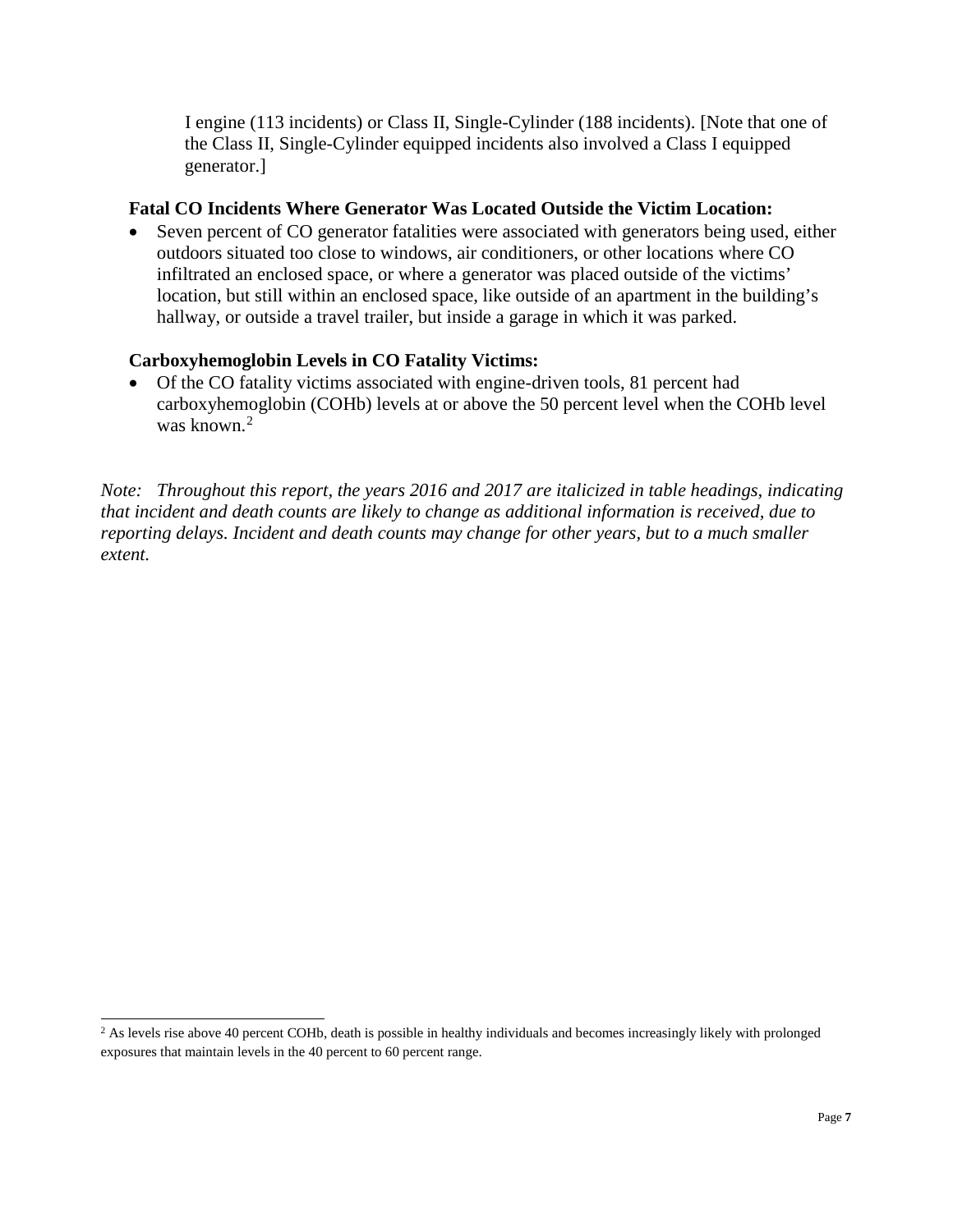I engine (113 incidents) or Class II, Single-Cylinder (188 incidents). [Note that one of the Class II, Single-Cylinder equipped incidents also involved a Class I equipped generator.]

**Fatal CO Incidents Where Generator Was Located Outside the Victim Location:**

- Seven percent of CO generator fatalities were associated with generators being used, either outdoors situated too close to windows, air conditioners, or other locations where CO infiltrated an enclosed space, or where a generator was placed outside of the victims' location, but still within an enclosed space, like outside of an apartment in the building's hallway, or outside a travel trailer, but inside a garage in which it was parked.

**Carboxyhemoglobin Levels in CO Fatality Victims:**

- Of the CO fatality victims associated with engine-driven tools, 81 percent had carboxyhemoglobin (COHb) levels at or above the 50 percent level when the COHb level was known.[2]

*Note: Throughout this report, the years 2016 and 2017 are italicized in table headings, indicating that incident and death counts are likely to change as additional information is received, due to reporting delays. Incident and death counts may change for other years, but to a much smaller extent.*

[2] As levels rise above 40 percent COHb, death is possible in healthy individuals and becomes increasingly likely with prolonged exposures that maintain levels in the 40 percent to 60 percent range.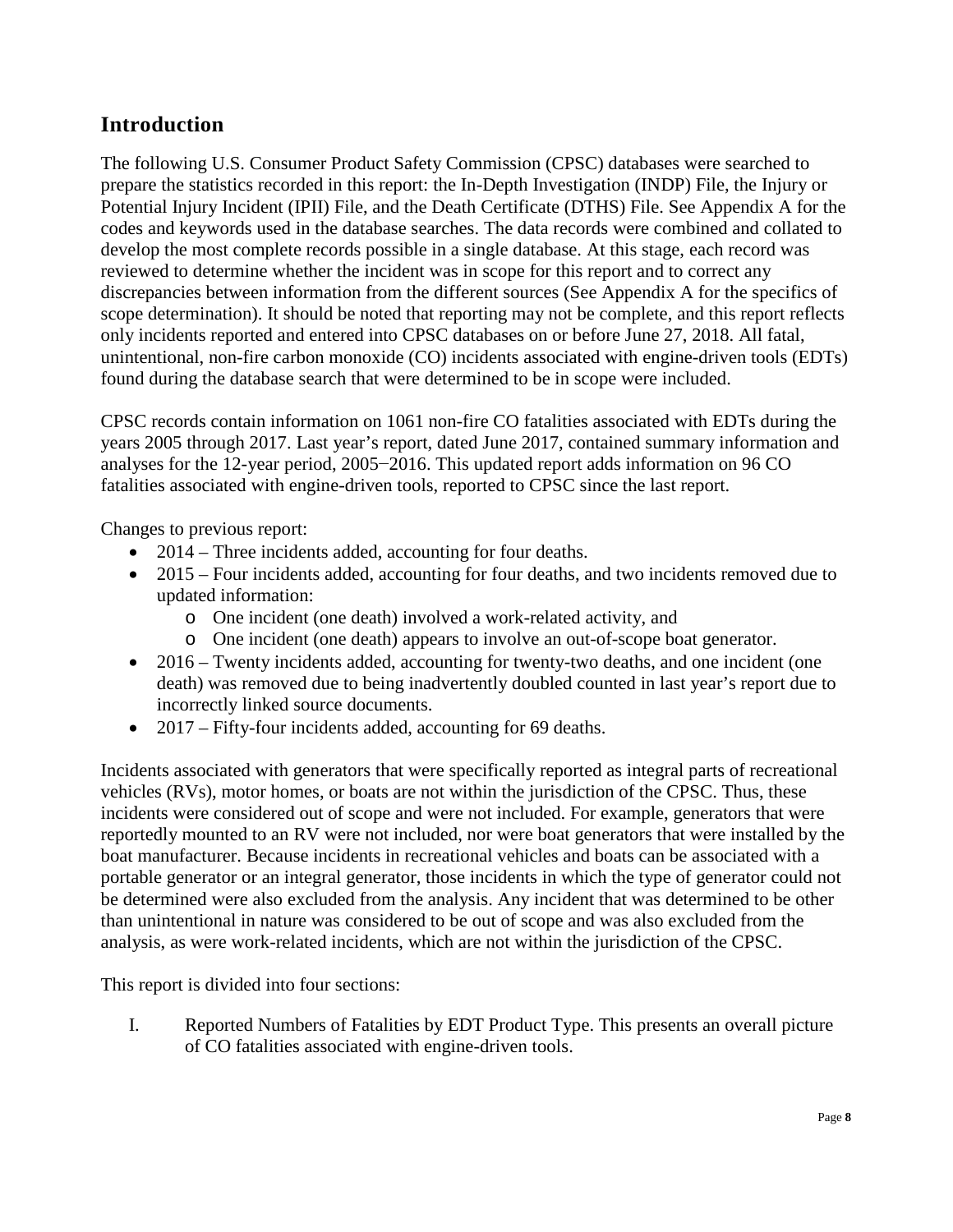## Introduction

The following U.S. Consumer Product Safety Commission (CPSC) databases were searched to prepare the statistics recorded in this report: the In-Depth Investigation (INDP) File, the Injury or Potential Injury Incident (IPII) File, and the Death Certificate (DTHS) File. See Appendix A for the codes and keywords used in the database searches. The data records were combined and collated to develop the most complete records possible in a single database. At this stage, each record was reviewed to determine whether the incident was in scope for this report and to correct any discrepancies between information from the different sources (See Appendix A for the specifics of scope determination). It should be noted that reporting may not be complete, and this report reflects only incidents reported and entered into CPSC databases on or before June 27, 2018. All fatal, unintentional, non-fire carbon monoxide (CO) incidents associated with engine-driven tools (EDTs) found during the database search that were determined to be in scope were included.

CPSC records contain information on 1061 non-fire CO fatalities associated with EDTs during the years 2005 through 2017. Last year's report, dated June 2017, contained summary information and analyses for the 12-year period, 2005−2016. This updated report adds information on 96 CO fatalities associated with engine-driven tools, reported to CPSC since the last report.

Changes to previous report:

- 2014 – Three incidents added, accounting for four deaths.
- 2015 – Four incidents added, accounting for four deaths, and two incidents removed due to updated information:
    - One incident (one death) involved a work-related activity, and
    - One incident (one death) appears to involve an out-of-scope boat generator.
- 2016 – Twenty incidents added, accounting for twenty-two deaths, and one incident (one death) was removed due to being inadvertently doubled counted in last year's report due to incorrectly linked source documents.
- 2017 – Fifty-four incidents added, accounting for 69 deaths.

Incidents associated with generators that were specifically reported as integral parts of recreational vehicles (RVs), motor homes, or boats are not within the jurisdiction of the CPSC. Thus, these incidents were considered out of scope and were not included. For example, generators that were reportedly mounted to an RV were not included, nor were boat generators that were installed by the boat manufacturer. Because incidents in recreational vehicles and boats can be associated with a portable generator or an integral generator, those incidents in which the type of generator could not be determined were also excluded from the analysis. Any incident that was determined to be other than unintentional in nature was considered to be out of scope and was also excluded from the analysis, as were work-related incidents, which are not within the jurisdiction of the CPSC.

This report is divided into four sections:

I. Reported Numbers of Fatalities by EDT Product Type. This presents an overall picture of CO fatalities associated with engine-driven tools.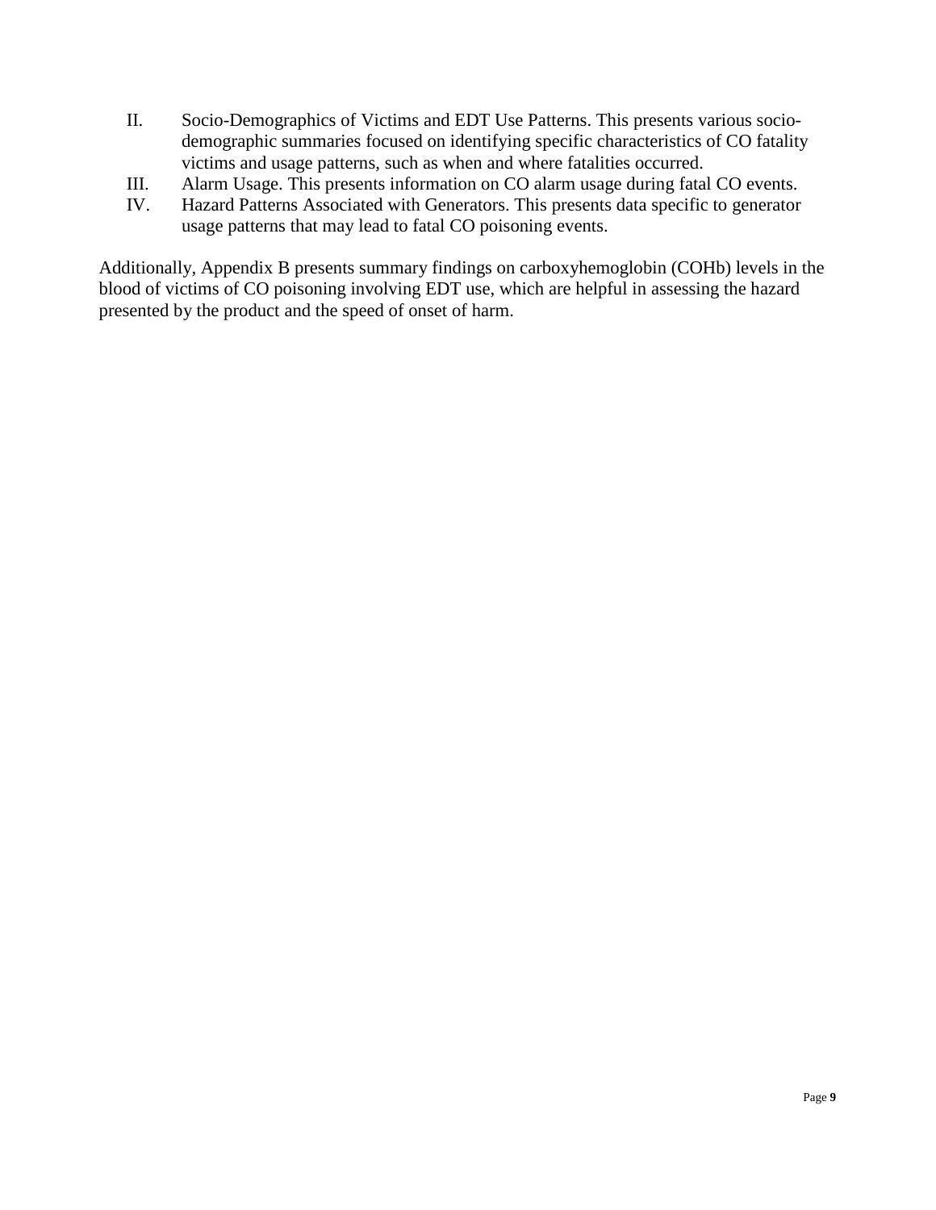II. Socio-Demographics of Victims and EDT Use Patterns. This presents various socio-demographic summaries focused on identifying specific characteristics of CO fatality victims and usage patterns, such as when and where fatalities occurred.
III. Alarm Usage. This presents information on CO alarm usage during fatal CO events.
IV. Hazard Patterns Associated with Generators. This presents data specific to generator usage patterns that may lead to fatal CO poisoning events.

Additionally, Appendix B presents summary findings on carboxyhemoglobin (COHb) levels in the blood of victims of CO poisoning involving EDT use, which are helpful in assessing the hazard presented by the product and the speed of onset of harm.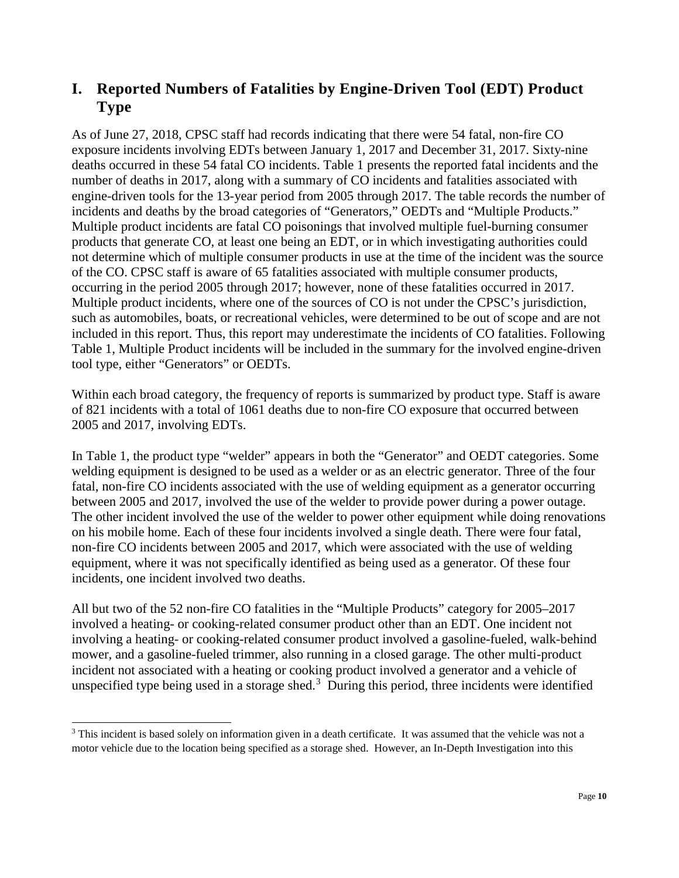## I. Reported Numbers of Fatalities by Engine-Driven Tool (EDT) Product Type

As of June 27, 2018, CPSC staff had records indicating that there were 54 fatal, non-fire CO exposure incidents involving EDTs between January 1, 2017 and December 31, 2017. Sixty-nine deaths occurred in these 54 fatal CO incidents. Table 1 presents the reported fatal incidents and the number of deaths in 2017, along with a summary of CO incidents and fatalities associated with engine-driven tools for the 13-year period from 2005 through 2017. The table records the number of incidents and deaths by the broad categories of "Generators," OEDTs and "Multiple Products." Multiple product incidents are fatal CO poisonings that involved multiple fuel-burning consumer products that generate CO, at least one being an EDT, or in which investigating authorities could not determine which of multiple consumer products in use at the time of the incident was the source of the CO. CPSC staff is aware of 65 fatalities associated with multiple consumer products, occurring in the period 2005 through 2017; however, none of these fatalities occurred in 2017. Multiple product incidents, where one of the sources of CO is not under the CPSC's jurisdiction, such as automobiles, boats, or recreational vehicles, were determined to be out of scope and are not included in this report. Thus, this report may underestimate the incidents of CO fatalities. Following Table 1, Multiple Product incidents will be included in the summary for the involved engine-driven tool type, either "Generators" or OEDTs.

Within each broad category, the frequency of reports is summarized by product type. Staff is aware of 821 incidents with a total of 1061 deaths due to non-fire CO exposure that occurred between 2005 and 2017, involving EDTs.

In Table 1, the product type "welder" appears in both the "Generator" and OEDT categories. Some welding equipment is designed to be used as a welder or as an electric generator. Three of the four fatal, non-fire CO incidents associated with the use of welding equipment as a generator occurring between 2005 and 2017, involved the use of the welder to provide power during a power outage. The other incident involved the use of the welder to power other equipment while doing renovations on his mobile home. Each of these four incidents involved a single death. There were four fatal, non-fire CO incidents between 2005 and 2017, which were associated with the use of welding equipment, where it was not specifically identified as being used as a generator. Of these four incidents, one incident involved two deaths.

All but two of the 52 non-fire CO fatalities in the "Multiple Products" category for 2005–2017 involved a heating- or cooking-related consumer product other than an EDT. One incident not involving a heating- or cooking-related consumer product involved a gasoline-fueled, walk-behind mower, and a gasoline-fueled trimmer, also running in a closed garage. The other multi-product incident not associated with a heating or cooking product involved a generator and a vehicle of unspecified type being used in a storage shed.[3] During this period, three incidents were identified

[3] This incident is based solely on information given in a death certificate. It was assumed that the vehicle was not a motor vehicle due to the location being specified as a storage shed. However, an In-Depth Investigation into this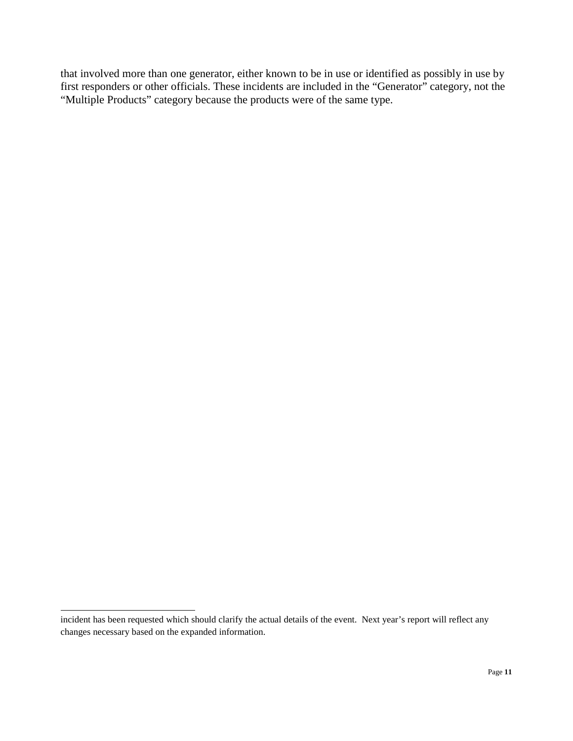that involved more than one generator, either known to be in use or identified as possibly in use by first responders or other officials. These incidents are included in the "Generator" category, not the "Multiple Products" category because the products were of the same type.

---

incident has been requested which should clarify the actual details of the event. Next year's report will reflect any changes necessary based on the expanded information.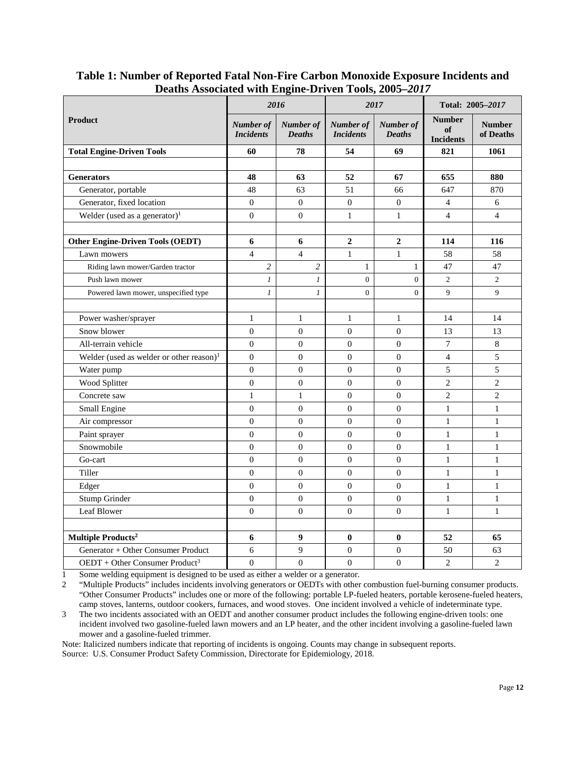**Table 1: Number of Reported Fatal Non-Fire Carbon Monoxide Exposure Incidents and Deaths Associated with Engine-Driven Tools, 2005–*2017***

| Product | *2016* | | *2017* | | Total: 2005–*2017* | |
|---|---|---|---|---|---|---|
| | ***Number of Incidents*** | ***Number of Deaths*** | ***Number of Incidents*** | ***Number of Deaths*** | **Number of Incidents** | **Number of Deaths** |
| **Total Engine-Driven Tools** | **60** | **78** | **54** | **69** | **821** | **1061** |
| | | | | | | |
| **Generators** | **48** | **63** | **52** | **67** | **655** | **880** |
| Generator, portable | 48 | 63 | 51 | 66 | 647 | 870 |
| Generator, fixed location | 0 | 0 | 0 | 0 | 4 | 6 |
| Welder (used as a generator)[1] | 0 | 0 | 1 | 1 | 4 | 4 |
| | | | | | | |
| **Other Engine-Driven Tools (OEDT)** | **6** | **6** | **2** | **2** | **114** | **116** |
| Lawn mowers | 4 | 4 | 1 | 1 | 58 | 58 |
| Riding lawn mower/Garden tractor | *2* | *2* | 1 | 1 | 47 | 47 |
| Push lawn mower | *1* | *1* | 0 | 0 | 2 | 2 |
| Powered lawn mower, unspecified type | *1* | *1* | 0 | 0 | 9 | 9 |
| | | | | | | |
| Power washer/sprayer | 1 | 1 | 1 | 1 | 14 | 14 |
| Snow blower | 0 | 0 | 0 | 0 | 13 | 13 |
| All-terrain vehicle | 0 | 0 | 0 | 0 | 7 | 8 |
| Welder (used as welder or other reason)[1] | 0 | 0 | 0 | 0 | 4 | 5 |
| Water pump | 0 | 0 | 0 | 0 | 5 | 5 |
| Wood Splitter | 0 | 0 | 0 | 0 | 2 | 2 |
| Concrete saw | 1 | 1 | 0 | 0 | 2 | 2 |
| Small Engine | 0 | 0 | 0 | 0 | 1 | 1 |
| Air compressor | 0 | 0 | 0 | 0 | 1 | 1 |
| Paint sprayer | 0 | 0 | 0 | 0 | 1 | 1 |
| Snowmobile | 0 | 0 | 0 | 0 | 1 | 1 |
| Go-cart | 0 | 0 | 0 | 0 | 1 | 1 |
| Tiller | 0 | 0 | 0 | 0 | 1 | 1 |
| Edger | 0 | 0 | 0 | 0 | 1 | 1 |
| Stump Grinder | 0 | 0 | 0 | 0 | 1 | 1 |
| Leaf Blower | 0 | 0 | 0 | 0 | 1 | 1 |
| | | | | | | |
| **Multiple Products[2]** | **6** | **9** | **0** | **0** | **52** | **65** |
| Generator + Other Consumer Product | 6 | 9 | 0 | 0 | 50 | 63 |
| OEDT + Other Consumer Product[3] | 0 | 0 | 0 | 0 | 2 | 2 |

1 Some welding equipment is designed to be used as either a welder or a generator.

2 "Multiple Products" includes incidents involving generators or OEDTs with other combustion fuel-burning consumer products. "Other Consumer Products" includes one or more of the following: portable LP-fueled heaters, portable kerosene-fueled heaters, camp stoves, lanterns, outdoor cookers, furnaces, and wood stoves. One incident involved a vehicle of indeterminate type.

3 The two incidents associated with an OEDT and another consumer product includes the following engine-driven tools: one incident involved two gasoline-fueled lawn mowers and an LP heater, and the other incident involving a gasoline-fueled lawn mower and a gasoline-fueled trimmer.

Note: Italicized numbers indicate that reporting of incidents is ongoing. Counts may change in subsequent reports.

Source: U.S. Consumer Product Safety Commission, Directorate for Epidemiology, 2018.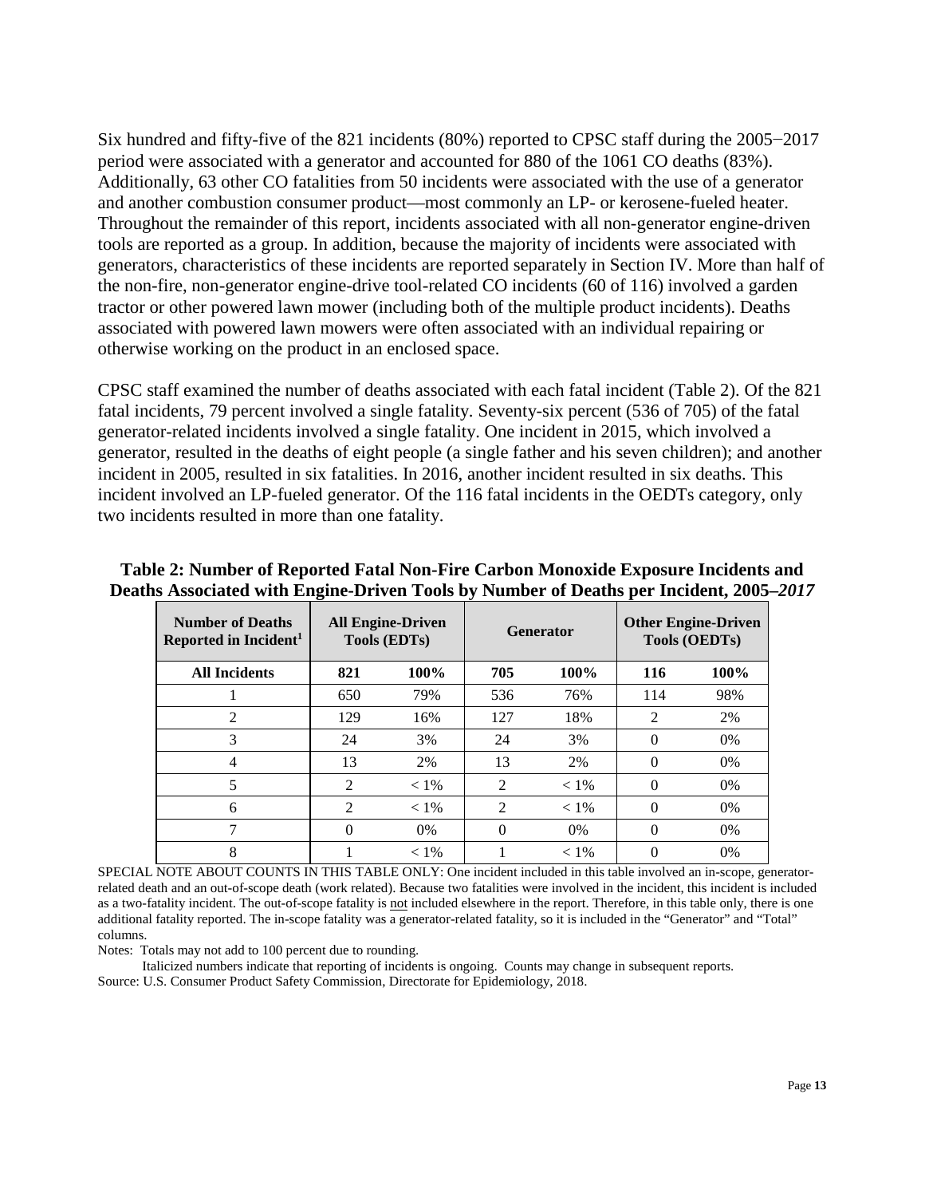Six hundred and fifty-five of the 821 incidents (80%) reported to CPSC staff during the 2005−2017 period were associated with a generator and accounted for 880 of the 1061 CO deaths (83%). Additionally, 63 other CO fatalities from 50 incidents were associated with the use of a generator and another combustion consumer product—most commonly an LP- or kerosene-fueled heater. Throughout the remainder of this report, incidents associated with all non-generator engine-driven tools are reported as a group. In addition, because the majority of incidents were associated with generators, characteristics of these incidents are reported separately in Section IV. More than half of the non-fire, non-generator engine-drive tool-related CO incidents (60 of 116) involved a garden tractor or other powered lawn mower (including both of the multiple product incidents). Deaths associated with powered lawn mowers were often associated with an individual repairing or otherwise working on the product in an enclosed space.

CPSC staff examined the number of deaths associated with each fatal incident (Table 2). Of the 821 fatal incidents, 79 percent involved a single fatality. Seventy-six percent (536 of 705) of the fatal generator-related incidents involved a single fatality. One incident in 2015, which involved a generator, resulted in the deaths of eight people (a single father and his seven children); and another incident in 2005, resulted in six fatalities. In 2016, another incident resulted in six deaths. This incident involved an LP-fueled generator. Of the 116 fatal incidents in the OEDTs category, only two incidents resulted in more than one fatality.

**Table 2: Number of Reported Fatal Non-Fire Carbon Monoxide Exposure Incidents and Deaths Associated with Engine-Driven Tools by Number of Deaths per Incident, 2005–*2017***

| Number of Deaths Reported in Incident[1] | All Engine-Driven Tools (EDTs) | | Generator | | Other Engine-Driven Tools (OEDTs) | |
|---|---|---|---|---|---|---|
| **All Incidents** | **821** | **100%** | **705** | **100%** | **116** | **100%** |
| 1 | 650 | 79% | 536 | 76% | 114 | 98% |
| 2 | 129 | 16% | 127 | 18% | 2 | 2% |
| 3 | 24 | 3% | 24 | 3% | 0 | 0% |
| 4 | 13 | 2% | 13 | 2% | 0 | 0% |
| 5 | 2 | < 1% | 2 | < 1% | 0 | 0% |
| 6 | 2 | < 1% | 2 | < 1% | 0 | 0% |
| 7 | 0 | 0% | 0 | 0% | 0 | 0% |
| 8 | 1 | < 1% | 1 | < 1% | 0 | 0% |

SPECIAL NOTE ABOUT COUNTS IN THIS TABLE ONLY: One incident included in this table involved an in-scope, generator-related death and an out-of-scope death (work related). Because two fatalities were involved in the incident, this incident is included as a two-fatality incident. The out-of-scope fatality is not included elsewhere in the report. Therefore, in this table only, there is one additional fatality reported. The in-scope fatality was a generator-related fatality, so it is included in the "Generator" and "Total" columns.

Notes: Totals may not add to 100 percent due to rounding.
Italicized numbers indicate that reporting of incidents is ongoing. Counts may change in subsequent reports.

Source: U.S. Consumer Product Safety Commission, Directorate for Epidemiology, 2018.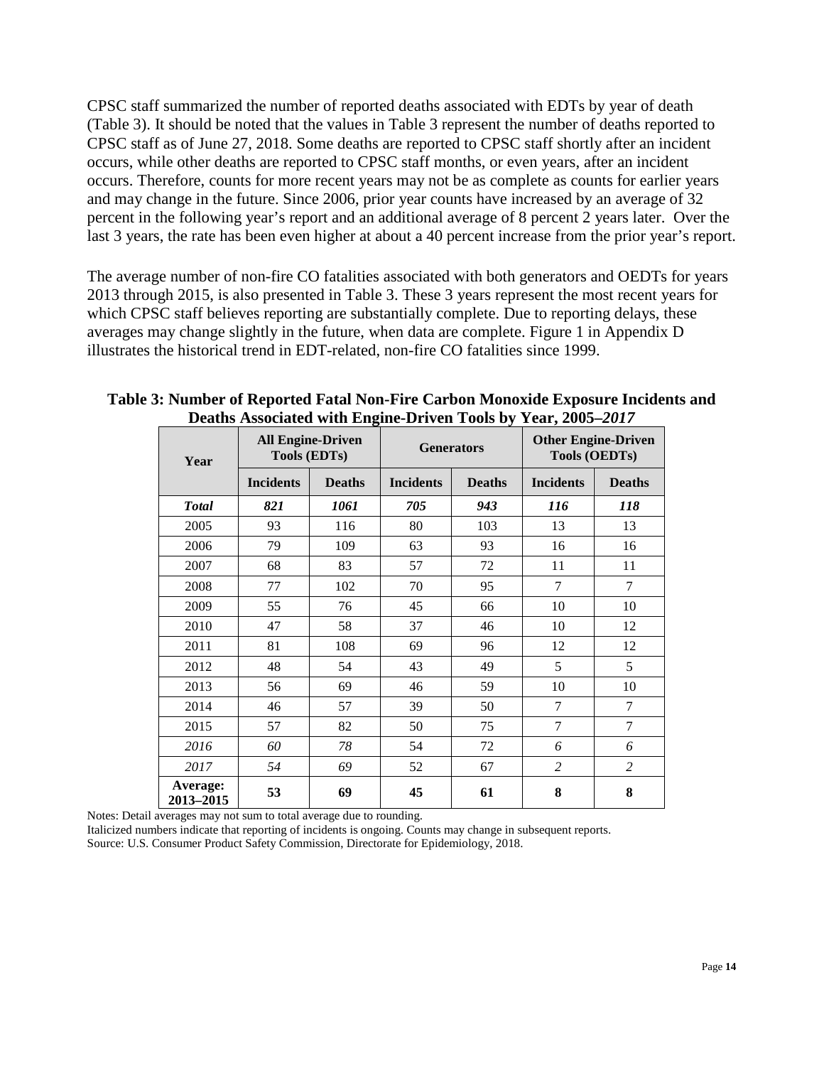CPSC staff summarized the number of reported deaths associated with EDTs by year of death (Table 3). It should be noted that the values in Table 3 represent the number of deaths reported to CPSC staff as of June 27, 2018. Some deaths are reported to CPSC staff shortly after an incident occurs, while other deaths are reported to CPSC staff months, or even years, after an incident occurs. Therefore, counts for more recent years may not be as complete as counts for earlier years and may change in the future. Since 2006, prior year counts have increased by an average of 32 percent in the following year's report and an additional average of 8 percent 2 years later. Over the last 3 years, the rate has been even higher at about a 40 percent increase from the prior year's report.

The average number of non-fire CO fatalities associated with both generators and OEDTs for years 2013 through 2015, is also presented in Table 3. These 3 years represent the most recent years for which CPSC staff believes reporting are substantially complete. Due to reporting delays, these averages may change slightly in the future, when data are complete. Figure 1 in Appendix D illustrates the historical trend in EDT-related, non-fire CO fatalities since 1999.

**Table 3: Number of Reported Fatal Non-Fire Carbon Monoxide Exposure Incidents and Deaths Associated with Engine-Driven Tools by Year, 2005–*2017***

| Year | All Engine-Driven Tools (EDTs) | | Generators | | Other Engine-Driven Tools (OEDTs) | |
|---|---|---|---|---|---|---|
| | Incidents | Deaths | Incidents | Deaths | Incidents | Deaths |
| ***Total*** | ***821*** | ***1061*** | ***705*** | ***943*** | ***116*** | ***118*** |
| 2005 | 93 | 116 | 80 | 103 | 13 | 13 |
| 2006 | 79 | 109 | 63 | 93 | 16 | 16 |
| 2007 | 68 | 83 | 57 | 72 | 11 | 11 |
| 2008 | 77 | 102 | 70 | 95 | 7 | 7 |
| 2009 | 55 | 76 | 45 | 66 | 10 | 10 |
| 2010 | 47 | 58 | 37 | 46 | 10 | 12 |
| 2011 | 81 | 108 | 69 | 96 | 12 | 12 |
| 2012 | 48 | 54 | 43 | 49 | 5 | 5 |
| 2013 | 56 | 69 | 46 | 59 | 10 | 10 |
| 2014 | 46 | 57 | 39 | 50 | 7 | 7 |
| 2015 | 57 | 82 | 50 | 75 | 7 | 7 |
| *2016* | *60* | *78* | 54 | 72 | *6* | *6* |
| *2017* | *54* | *69* | 52 | 67 | *2* | *2* |
| **Average: 2013–2015** | **53** | **69** | **45** | **61** | **8** | **8** |

Notes: Detail averages may not sum to total average due to rounding.
Italicized numbers indicate that reporting of incidents is ongoing. Counts may change in subsequent reports.
Source: U.S. Consumer Product Safety Commission, Directorate for Epidemiology, 2018.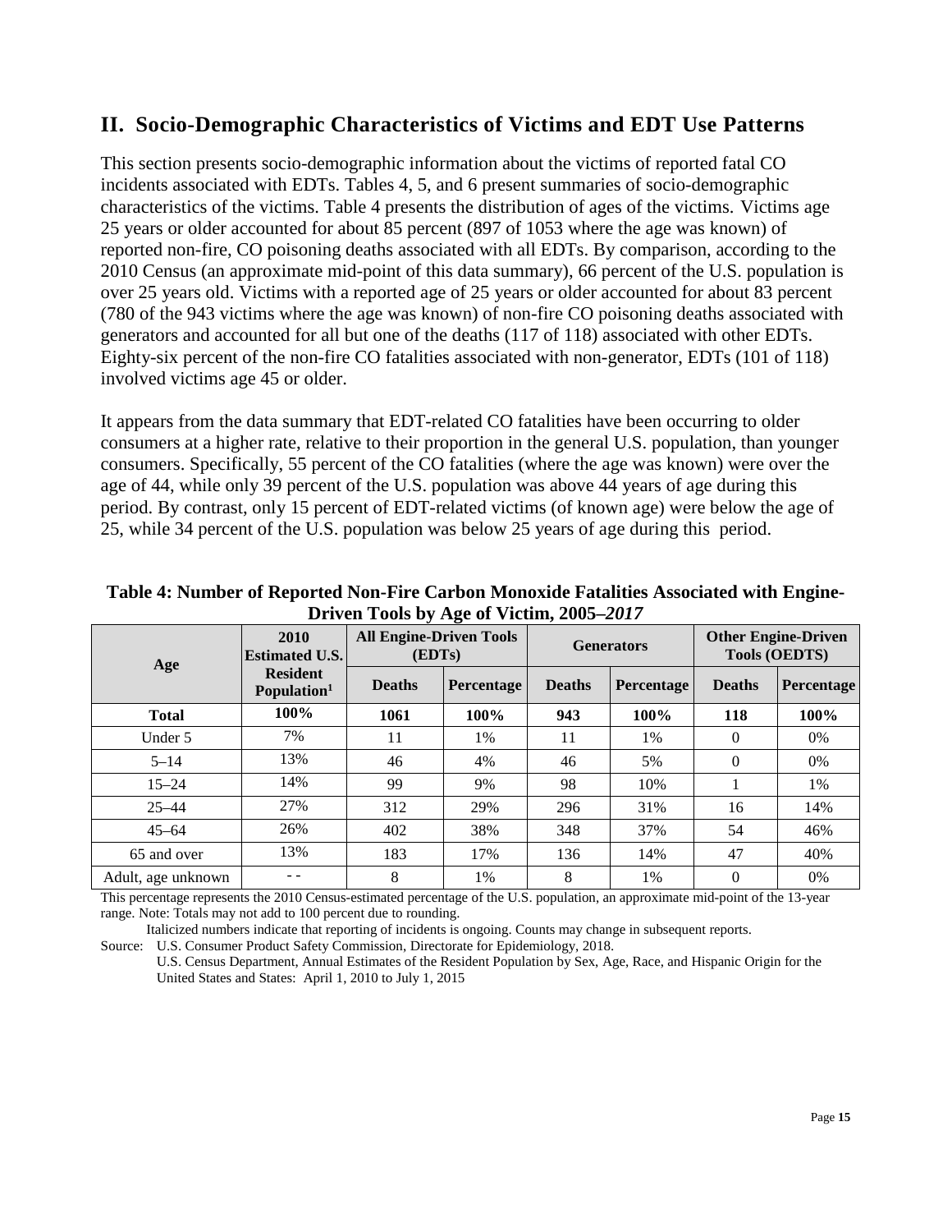## II. Socio-Demographic Characteristics of Victims and EDT Use Patterns

This section presents socio-demographic information about the victims of reported fatal CO incidents associated with EDTs. Tables 4, 5, and 6 present summaries of socio-demographic characteristics of the victims. Table 4 presents the distribution of ages of the victims. Victims age 25 years or older accounted for about 85 percent (897 of 1053 where the age was known) of reported non-fire, CO poisoning deaths associated with all EDTs. By comparison, according to the 2010 Census (an approximate mid-point of this data summary), 66 percent of the U.S. population is over 25 years old. Victims with a reported age of 25 years or older accounted for about 83 percent (780 of the 943 victims where the age was known) of non-fire CO poisoning deaths associated with generators and accounted for all but one of the deaths (117 of 118) associated with other EDTs. Eighty-six percent of the non-fire CO fatalities associated with non-generator, EDTs (101 of 118) involved victims age 45 or older.

It appears from the data summary that EDT-related CO fatalities have been occurring to older consumers at a higher rate, relative to their proportion in the general U.S. population, than younger consumers. Specifically, 55 percent of the CO fatalities (where the age was known) were over the age of 44, while only 39 percent of the U.S. population was above 44 years of age during this period. By contrast, only 15 percent of EDT-related victims (of known age) were below the age of 25, while 34 percent of the U.S. population was below 25 years of age during this period.

**Table 4: Number of Reported Non-Fire Carbon Monoxide Fatalities Associated with Engine-Driven Tools by Age of Victim, 2005–*2017***

| Age | 2010 Estimated U.S. Resident Population[1] | All Engine-Driven Tools (EDTs) | | Generators | | Other Engine-Driven Tools (OEDTS) | |
|---|---|---|---|---|---|---|---|
| | | Deaths | Percentage | Deaths | Percentage | Deaths | Percentage |
| **Total** | **100%** | **1061** | **100%** | **943** | **100%** | **118** | **100%** |
| Under 5 | 7% | 11 | 1% | 11 | 1% | 0 | 0% |
| 5–14 | 13% | 46 | 4% | 46 | 5% | 0 | 0% |
| 15–24 | 14% | 99 | 9% | 98 | 10% | 1 | 1% |
| 25–44 | 27% | 312 | 29% | 296 | 31% | 16 | 14% |
| 45–64 | 26% | 402 | 38% | 348 | 37% | 54 | 46% |
| 65 and over | 13% | 183 | 17% | 136 | 14% | 47 | 40% |
| Adult, age unknown | - - | 8 | 1% | 8 | 1% | 0 | 0% |

This percentage represents the 2010 Census-estimated percentage of the U.S. population, an approximate mid-point of the 13-year range. Note: Totals may not add to 100 percent due to rounding.

Italicized numbers indicate that reporting of incidents is ongoing. Counts may change in subsequent reports.

Source: U.S. Consumer Product Safety Commission, Directorate for Epidemiology, 2018.
U.S. Census Department, Annual Estimates of the Resident Population by Sex, Age, Race, and Hispanic Origin for the United States and States: April 1, 2010 to July 1, 2015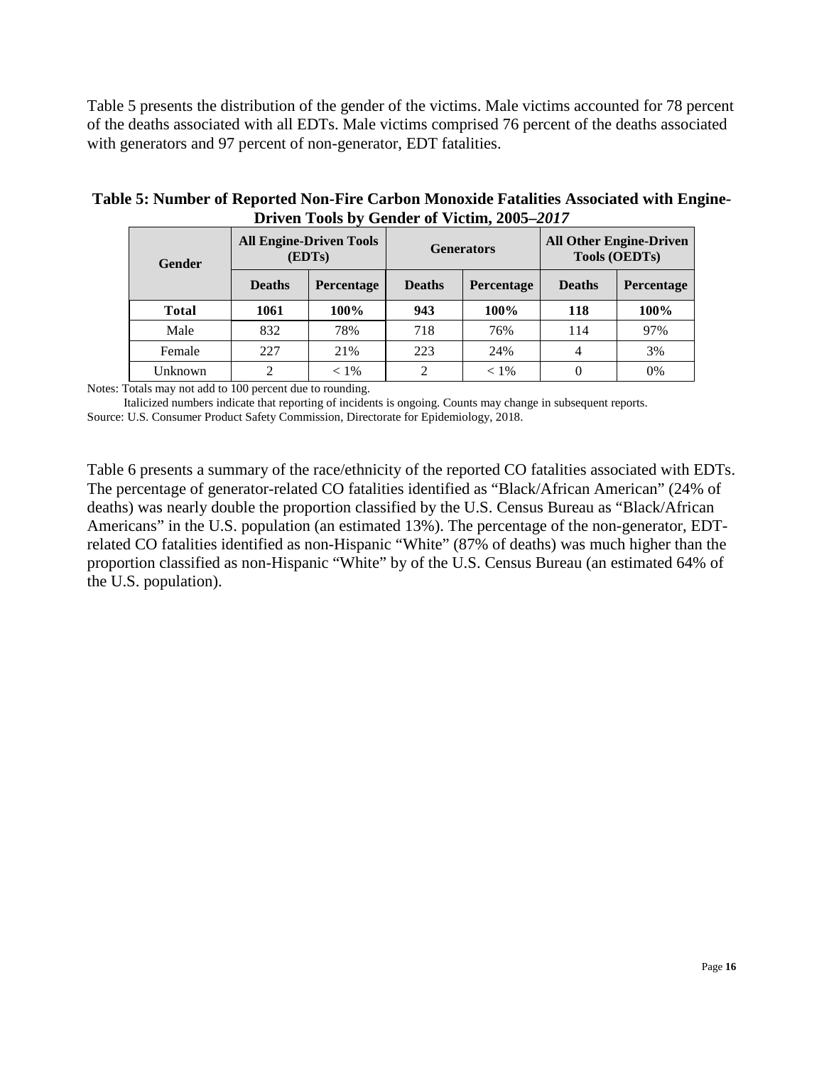Table 5 presents the distribution of the gender of the victims. Male victims accounted for 78 percent of the deaths associated with all EDTs. Male victims comprised 76 percent of the deaths associated with generators and 97 percent of non-generator, EDT fatalities.

**Table 5: Number of Reported Non-Fire Carbon Monoxide Fatalities Associated with Engine-Driven Tools by Gender of Victim, 2005–*2017***

| Gender | All Engine-Driven Tools (EDTs) | | Generators | | All Other Engine-Driven Tools (OEDTs) | |
|---|---|---|---|---|---|---|
| | Deaths | Percentage | Deaths | Percentage | Deaths | Percentage |
| **Total** | **1061** | **100%** | **943** | **100%** | **118** | **100%** |
| Male | 832 | 78% | 718 | 76% | 114 | 97% |
| Female | 227 | 21% | 223 | 24% | 4 | 3% |
| Unknown | 2 | < 1% | 2 | < 1% | 0 | 0% |

Notes: Totals may not add to 100 percent due to rounding.
Italicized numbers indicate that reporting of incidents is ongoing. Counts may change in subsequent reports.
Source: U.S. Consumer Product Safety Commission, Directorate for Epidemiology, 2018.

Table 6 presents a summary of the race/ethnicity of the reported CO fatalities associated with EDTs. The percentage of generator-related CO fatalities identified as "Black/African American" (24% of deaths) was nearly double the proportion classified by the U.S. Census Bureau as "Black/African Americans" in the U.S. population (an estimated 13%). The percentage of the non-generator, EDT-related CO fatalities identified as non-Hispanic "White" (87% of deaths) was much higher than the proportion classified as non-Hispanic "White" by of the U.S. Census Bureau (an estimated 64% of the U.S. population).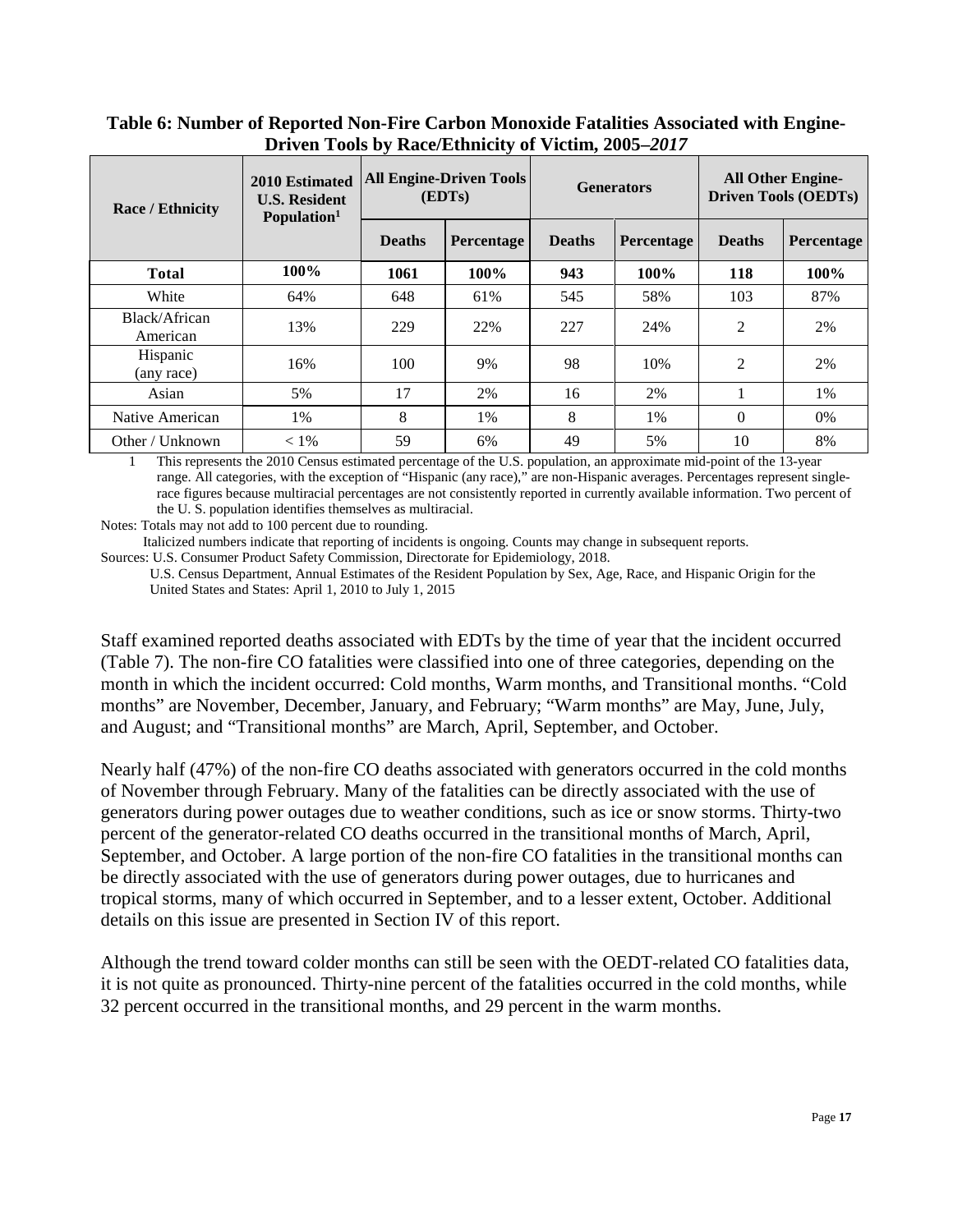**Table 6: Number of Reported Non-Fire Carbon Monoxide Fatalities Associated with Engine-Driven Tools by Race/Ethnicity of Victim, 2005–*2017***

| Race / Ethnicity | 2010 Estimated U.S. Resident Population[1] | All Engine-Driven Tools (EDTs) | | Generators | | All Other Engine-Driven Tools (OEDTs) | |
|---|---|---|---|---|---|---|---|
| | | Deaths | Percentage | Deaths | Percentage | Deaths | Percentage |
| **Total** | **100%** | **1061** | **100%** | **943** | **100%** | **118** | **100%** |
| White | 64% | 648 | 61% | 545 | 58% | 103 | 87% |
| Black/African American | 13% | 229 | 22% | 227 | 24% | 2 | 2% |
| Hispanic (any race) | 16% | 100 | 9% | 98 | 10% | 2 | 2% |
| Asian | 5% | 17 | 2% | 16 | 2% | 1 | 1% |
| Native American | 1% | 8 | 1% | 8 | 1% | 0 | 0% |
| Other / Unknown | < 1% | 59 | 6% | 49 | 5% | 10 | 8% |

1 This represents the 2010 Census estimated percentage of the U.S. population, an approximate mid-point of the 13-year range. All categories, with the exception of "Hispanic (any race)," are non-Hispanic averages. Percentages represent single-race figures because multiracial percentages are not consistently reported in currently available information. Two percent of the U. S. population identifies themselves as multiracial.

Notes: Totals may not add to 100 percent due to rounding.
Italicized numbers indicate that reporting of incidents is ongoing. Counts may change in subsequent reports.

Sources: U.S. Consumer Product Safety Commission, Directorate for Epidemiology, 2018.
U.S. Census Department, Annual Estimates of the Resident Population by Sex, Age, Race, and Hispanic Origin for the United States and States: April 1, 2010 to July 1, 2015

Staff examined reported deaths associated with EDTs by the time of year that the incident occurred (Table 7). The non-fire CO fatalities were classified into one of three categories, depending on the month in which the incident occurred: Cold months, Warm months, and Transitional months. "Cold months" are November, December, January, and February; "Warm months" are May, June, July, and August; and "Transitional months" are March, April, September, and October.

Nearly half (47%) of the non-fire CO deaths associated with generators occurred in the cold months of November through February. Many of the fatalities can be directly associated with the use of generators during power outages due to weather conditions, such as ice or snow storms. Thirty-two percent of the generator-related CO deaths occurred in the transitional months of March, April, September, and October. A large portion of the non-fire CO fatalities in the transitional months can be directly associated with the use of generators during power outages, due to hurricanes and tropical storms, many of which occurred in September, and to a lesser extent, October. Additional details on this issue are presented in Section IV of this report.

Although the trend toward colder months can still be seen with the OEDT-related CO fatalities data, it is not quite as pronounced. Thirty-nine percent of the fatalities occurred in the cold months, while 32 percent occurred in the transitional months, and 29 percent in the warm months.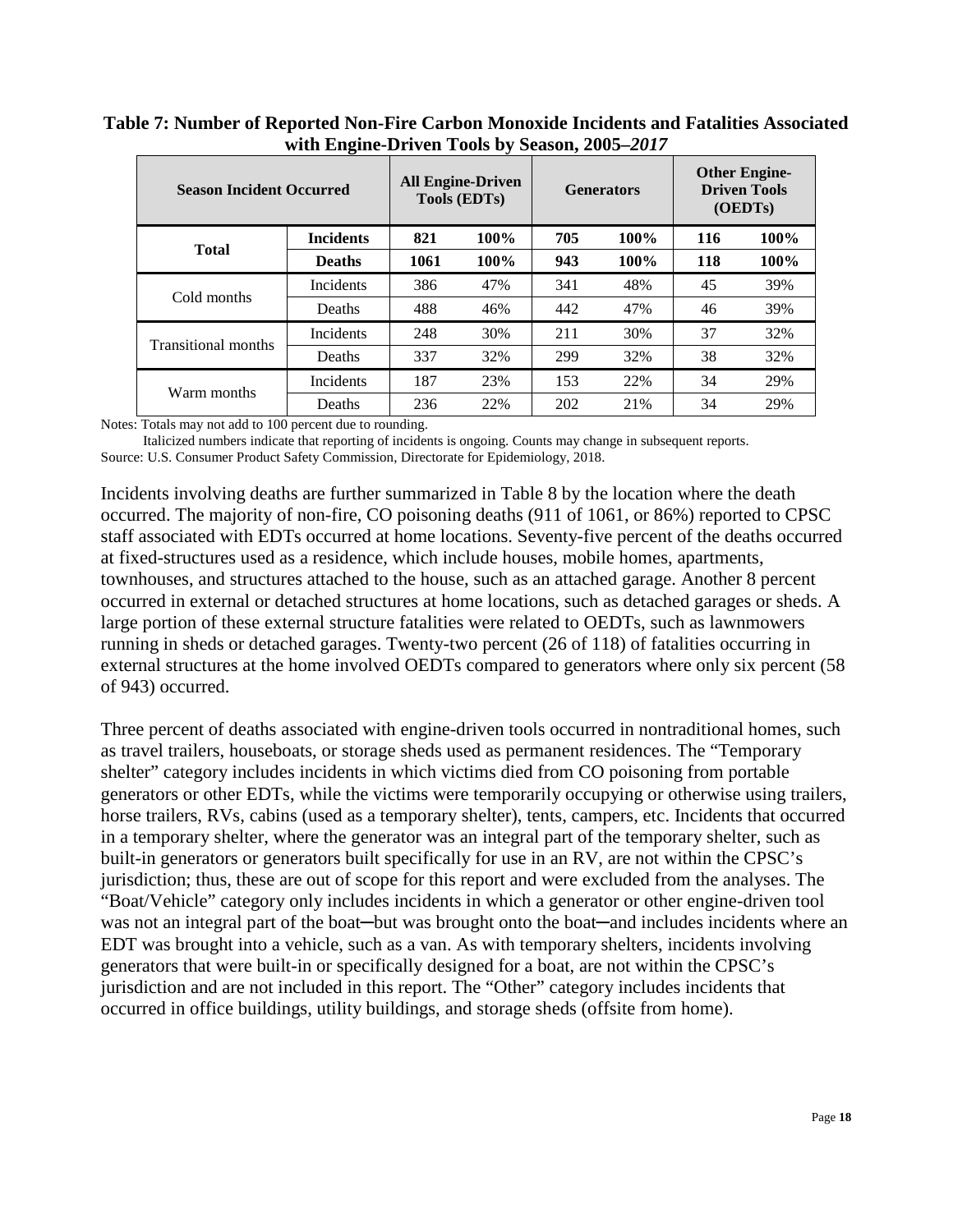**Table 7: Number of Reported Non-Fire Carbon Monoxide Incidents and Fatalities Associated with Engine-Driven Tools by Season, 2005–*2017***

| Season Incident Occurred | | All Engine-Driven Tools (EDTs) | | Generators | | Other Engine-Driven Tools (OEDTs) | |
|---|---|---|---|---|---|---|---|
| **Total** | **Incidents** | **821** | **100%** | **705** | **100%** | **116** | **100%** |
| | **Deaths** | **1061** | **100%** | **943** | **100%** | **118** | **100%** |
| Cold months | Incidents | 386 | 47% | 341 | 48% | 45 | 39% |
| | Deaths | 488 | 46% | 442 | 47% | 46 | 39% |
| Transitional months | Incidents | 248 | 30% | 211 | 30% | 37 | 32% |
| | Deaths | 337 | 32% | 299 | 32% | 38 | 32% |
| Warm months | Incidents | 187 | 23% | 153 | 22% | 34 | 29% |
| | Deaths | 236 | 22% | 202 | 21% | 34 | 29% |

Notes: Totals may not add to 100 percent due to rounding.
Italicized numbers indicate that reporting of incidents is ongoing. Counts may change in subsequent reports.
Source: U.S. Consumer Product Safety Commission, Directorate for Epidemiology, 2018.

Incidents involving deaths are further summarized in Table 8 by the location where the death occurred. The majority of non-fire, CO poisoning deaths (911 of 1061, or 86%) reported to CPSC staff associated with EDTs occurred at home locations. Seventy-five percent of the deaths occurred at fixed-structures used as a residence, which include houses, mobile homes, apartments, townhouses, and structures attached to the house, such as an attached garage. Another 8 percent occurred in external or detached structures at home locations, such as detached garages or sheds. A large portion of these external structure fatalities were related to OEDTs, such as lawnmowers running in sheds or detached garages. Twenty-two percent (26 of 118) of fatalities occurring in external structures at the home involved OEDTs compared to generators where only six percent (58 of 943) occurred.

Three percent of deaths associated with engine-driven tools occurred in nontraditional homes, such as travel trailers, houseboats, or storage sheds used as permanent residences. The "Temporary shelter" category includes incidents in which victims died from CO poisoning from portable generators or other EDTs, while the victims were temporarily occupying or otherwise using trailers, horse trailers, RVs, cabins (used as a temporary shelter), tents, campers, etc. Incidents that occurred in a temporary shelter, where the generator was an integral part of the temporary shelter, such as built-in generators or generators built specifically for use in an RV, are not within the CPSC's jurisdiction; thus, these are out of scope for this report and were excluded from the analyses. The "Boat/Vehicle" category only includes incidents in which a generator or other engine-driven tool was not an integral part of the boat─but was brought onto the boat─and includes incidents where an EDT was brought into a vehicle, such as a van. As with temporary shelters, incidents involving generators that were built-in or specifically designed for a boat, are not within the CPSC's jurisdiction and are not included in this report. The "Other" category includes incidents that occurred in office buildings, utility buildings, and storage sheds (offsite from home).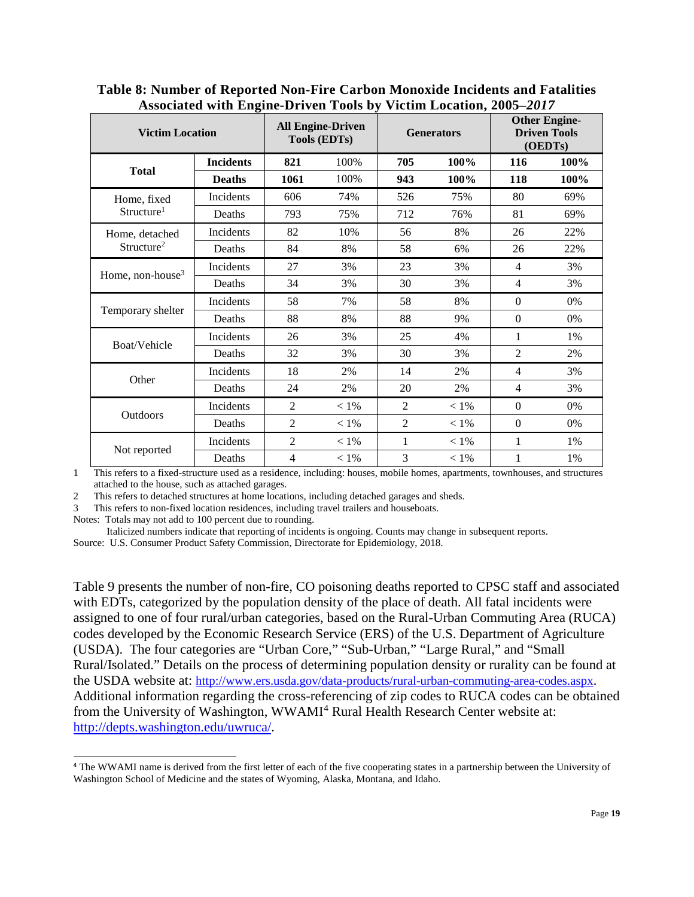**Table 8: Number of Reported Non-Fire Carbon Monoxide Incidents and Fatalities Associated with Engine-Driven Tools by Victim Location, 2005–*2017***

| Victim Location | | All Engine-Driven Tools (EDTs) | | Generators | | Other Engine-Driven Tools (OEDTs) | |
|---|---|---|---|---|---|---|---|
| **Total** | **Incidents** | **821** | 100% | **705** | **100%** | **116** | **100%** |
| | **Deaths** | **1061** | 100% | **943** | **100%** | **118** | **100%** |
| Home, fixed Structure[1] | Incidents | 606 | 74% | 526 | 75% | 80 | 69% |
| | Deaths | 793 | 75% | 712 | 76% | 81 | 69% |
| Home, detached Structure[2] | Incidents | 82 | 10% | 56 | 8% | 26 | 22% |
| | Deaths | 84 | 8% | 58 | 6% | 26 | 22% |
| Home, non-house[3] | Incidents | 27 | 3% | 23 | 3% | 4 | 3% |
| | Deaths | 34 | 3% | 30 | 3% | 4 | 3% |
| Temporary shelter | Incidents | 58 | 7% | 58 | 8% | 0 | 0% |
| | Deaths | 88 | 8% | 88 | 9% | 0 | 0% |
| Boat/Vehicle | Incidents | 26 | 3% | 25 | 4% | 1 | 1% |
| | Deaths | 32 | 3% | 30 | 3% | 2 | 2% |
| Other | Incidents | 18 | 2% | 14 | 2% | 4 | 3% |
| | Deaths | 24 | 2% | 20 | 2% | 4 | 3% |
| Outdoors | Incidents | 2 | < 1% | 2 | < 1% | 0 | 0% |
| | Deaths | 2 | < 1% | 2 | < 1% | 0 | 0% |
| Not reported | Incidents | 2 | < 1% | 1 | < 1% | 1 | 1% |
| | Deaths | 4 | < 1% | 3 | < 1% | 1 | 1% |

1 This refers to a fixed-structure used as a residence, including: houses, mobile homes, apartments, townhouses, and structures attached to the house, such as attached garages.

2 This refers to detached structures at home locations, including detached garages and sheds.

3 This refers to non-fixed location residences, including travel trailers and houseboats.

Notes: Totals may not add to 100 percent due to rounding.

Italicized numbers indicate that reporting of incidents is ongoing. Counts may change in subsequent reports.

Source: U.S. Consumer Product Safety Commission, Directorate for Epidemiology, 2018.

Table 9 presents the number of non-fire, CO poisoning deaths reported to CPSC staff and associated with EDTs, categorized by the population density of the place of death. All fatal incidents were assigned to one of four rural/urban categories, based on the Rural-Urban Commuting Area (RUCA) codes developed by the Economic Research Service (ERS) of the U.S. Department of Agriculture (USDA). The four categories are "Urban Core," "Sub-Urban," "Large Rural," and "Small Rural/Isolated." Details on the process of determining population density or rurality can be found at the USDA website at: http://www.ers.usda.gov/data-products/rural-urban-commuting-area-codes.aspx. Additional information regarding the cross-referencing of zip codes to RUCA codes can be obtained from the University of Washington, WWAMI[4] Rural Health Research Center website at: http://depts.washington.edu/uwruca/.

[4] The WWAMI name is derived from the first letter of each of the five cooperating states in a partnership between the University of Washington School of Medicine and the states of Wyoming, Alaska, Montana, and Idaho.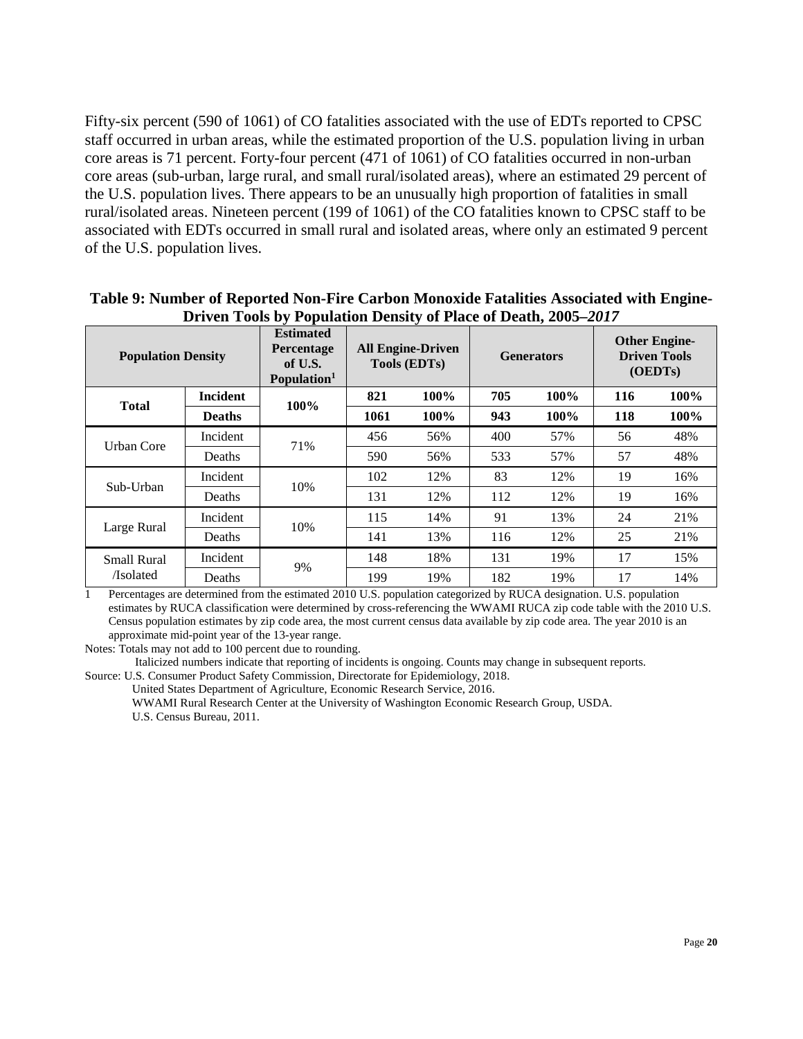Fifty-six percent (590 of 1061) of CO fatalities associated with the use of EDTs reported to CPSC staff occurred in urban areas, while the estimated proportion of the U.S. population living in urban core areas is 71 percent. Forty-four percent (471 of 1061) of CO fatalities occurred in non-urban core areas (sub-urban, large rural, and small rural/isolated areas), where an estimated 29 percent of the U.S. population lives. There appears to be an unusually high proportion of fatalities in small rural/isolated areas. Nineteen percent (199 of 1061) of the CO fatalities known to CPSC staff to be associated with EDTs occurred in small rural and isolated areas, where only an estimated 9 percent of the U.S. population lives.

**Table 9: Number of Reported Non-Fire Carbon Monoxide Fatalities Associated with Engine-Driven Tools by Population Density of Place of Death, 2005–*2017***

| Population Density | | Estimated Percentage of U.S. Population[1] | All Engine-Driven Tools (EDTs) | | Generators | | Other Engine-Driven Tools (OEDTs) | |
|---|---|---|---|---|---|---|---|---|
| **Total** | **Incident** | **100%** | **821** | **100%** | **705** | **100%** | **116** | **100%** |
| | **Deaths** | | **1061** | **100%** | **943** | **100%** | **118** | **100%** |
| Urban Core | Incident | 71% | 456 | 56% | 400 | 57% | 56 | 48% |
| | Deaths | | 590 | 56% | 533 | 57% | 57 | 48% |
| Sub-Urban | Incident | 10% | 102 | 12% | 83 | 12% | 19 | 16% |
| | Deaths | | 131 | 12% | 112 | 12% | 19 | 16% |
| Large Rural | Incident | 10% | 115 | 14% | 91 | 13% | 24 | 21% |
| | Deaths | | 141 | 13% | 116 | 12% | 25 | 21% |
| Small Rural /Isolated | Incident | 9% | 148 | 18% | 131 | 19% | 17 | 15% |
| | Deaths | | 199 | 19% | 182 | 19% | 17 | 14% |

1 Percentages are determined from the estimated 2010 U.S. population categorized by RUCA designation. U.S. population estimates by RUCA classification were determined by cross-referencing the WWAMI RUCA zip code table with the 2010 U.S. Census population estimates by zip code area, the most current census data available by zip code area. The year 2010 is an approximate mid-point year of the 13-year range.

Notes: Totals may not add to 100 percent due to rounding.
Italicized numbers indicate that reporting of incidents is ongoing. Counts may change in subsequent reports.

Source: U.S. Consumer Product Safety Commission, Directorate for Epidemiology, 2018.
United States Department of Agriculture, Economic Research Service, 2016.
WWAMI Rural Research Center at the University of Washington Economic Research Group, USDA.
U.S. Census Bureau, 2011.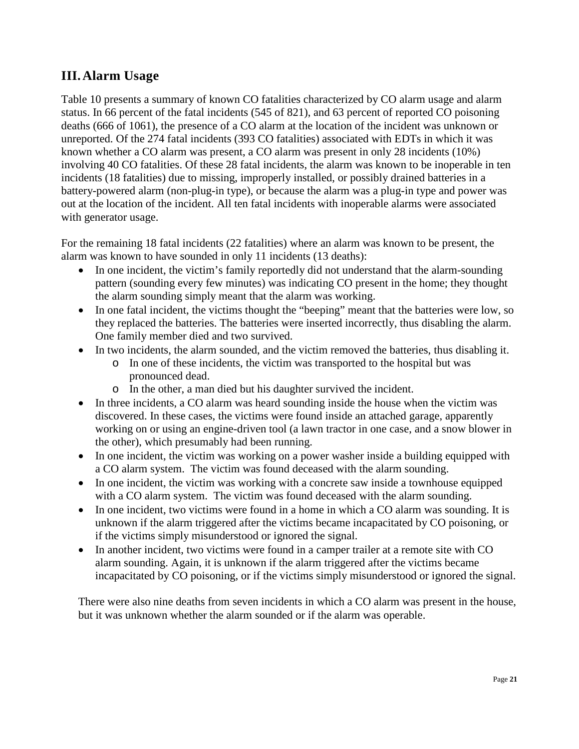## III. Alarm Usage

Table 10 presents a summary of known CO fatalities characterized by CO alarm usage and alarm status. In 66 percent of the fatal incidents (545 of 821), and 63 percent of reported CO poisoning deaths (666 of 1061), the presence of a CO alarm at the location of the incident was unknown or unreported. Of the 274 fatal incidents (393 CO fatalities) associated with EDTs in which it was known whether a CO alarm was present, a CO alarm was present in only 28 incidents (10%) involving 40 CO fatalities. Of these 28 fatal incidents, the alarm was known to be inoperable in ten incidents (18 fatalities) due to missing, improperly installed, or possibly drained batteries in a battery-powered alarm (non-plug-in type), or because the alarm was a plug-in type and power was out at the location of the incident. All ten fatal incidents with inoperable alarms were associated with generator usage.

For the remaining 18 fatal incidents (22 fatalities) where an alarm was known to be present, the alarm was known to have sounded in only 11 incidents (13 deaths):

- In one incident, the victim's family reportedly did not understand that the alarm-sounding pattern (sounding every few minutes) was indicating CO present in the home; they thought the alarm sounding simply meant that the alarm was working.
- In one fatal incident, the victims thought the "beeping" meant that the batteries were low, so they replaced the batteries. The batteries were inserted incorrectly, thus disabling the alarm. One family member died and two survived.
- In two incidents, the alarm sounded, and the victim removed the batteries, thus disabling it.
  - In one of these incidents, the victim was transported to the hospital but was pronounced dead.
  - In the other, a man died but his daughter survived the incident.
- In three incidents, a CO alarm was heard sounding inside the house when the victim was discovered. In these cases, the victims were found inside an attached garage, apparently working on or using an engine-driven tool (a lawn tractor in one case, and a snow blower in the other), which presumably had been running.
- In one incident, the victim was working on a power washer inside a building equipped with a CO alarm system. The victim was found deceased with the alarm sounding.
- In one incident, the victim was working with a concrete saw inside a townhouse equipped with a CO alarm system. The victim was found deceased with the alarm sounding.
- In one incident, two victims were found in a home in which a CO alarm was sounding. It is unknown if the alarm triggered after the victims became incapacitated by CO poisoning, or if the victims simply misunderstood or ignored the signal.
- In another incident, two victims were found in a camper trailer at a remote site with CO alarm sounding. Again, it is unknown if the alarm triggered after the victims became incapacitated by CO poisoning, or if the victims simply misunderstood or ignored the signal.

There were also nine deaths from seven incidents in which a CO alarm was present in the house, but it was unknown whether the alarm sounded or if the alarm was operable.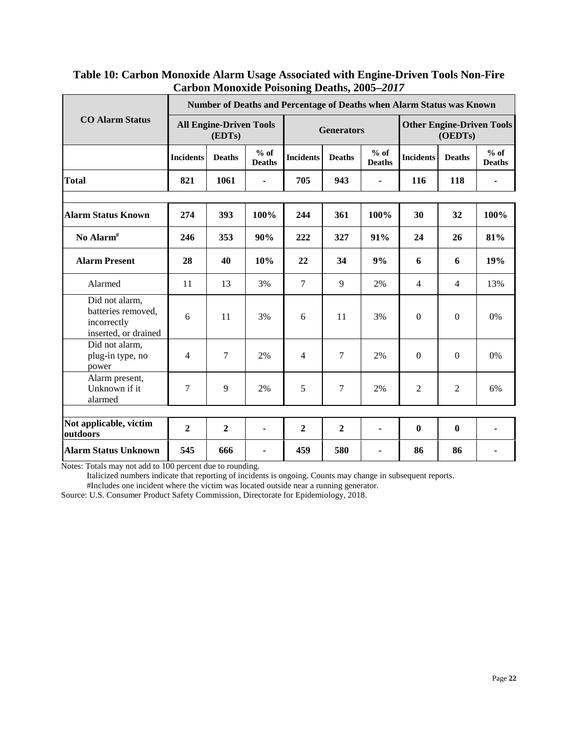**Table 10: Carbon Monoxide Alarm Usage Associated with Engine-Driven Tools Non-Fire Carbon Monoxide Poisoning Deaths, 2005–*2017***

| CO Alarm Status | Number of Deaths and Percentage of Deaths when Alarm Status was Known | | | | | | | | |
|---|---|---|---|---|---|---|---|---|---|
| | All Engine-Driven Tools (EDTs) | | | Generators | | | Other Engine-Driven Tools (OEDTs) | | |
| | Incidents | Deaths | % of Deaths | Incidents | Deaths | % of Deaths | Incidents | Deaths | % of Deaths |
| **Total** | **821** | **1061** | **-** | **705** | **943** | **-** | **116** | **118** | **-** |
| **Alarm Status Known** | **274** | **393** | **100%** | **244** | **361** | **100%** | **30** | **32** | **100%** |
| **No Alarm#** | **246** | **353** | **90%** | **222** | **327** | **91%** | **24** | **26** | **81%** |
| **Alarm Present** | **28** | **40** | **10%** | **22** | **34** | **9%** | **6** | **6** | **19%** |
| Alarmed | 11 | 13 | 3% | 7 | 9 | 2% | 4 | 4 | 13% |
| Did not alarm, batteries removed, incorrectly inserted, or drained | 6 | 11 | 3% | 6 | 11 | 3% | 0 | 0 | 0% |
| Did not alarm, plug-in type, no power | 4 | 7 | 2% | 4 | 7 | 2% | 0 | 0 | 0% |
| Alarm present, Unknown if it alarmed | 7 | 9 | 2% | 5 | 7 | 2% | 2 | 2 | 6% |
| **Not applicable, victim outdoors** | **2** | **2** | **-** | **2** | **2** | **-** | **0** | **0** | **-** |
| **Alarm Status Unknown** | **545** | **666** | **-** | **459** | **580** | **-** | **86** | **86** | **-** |

Notes: Totals may not add to 100 percent due to rounding.

Italicized numbers indicate that reporting of incidents is ongoing. Counts may change in subsequent reports.

#Includes one incident where the victim was located outside near a running generator.

Source: U.S. Consumer Product Safety Commission, Directorate for Epidemiology, 2018.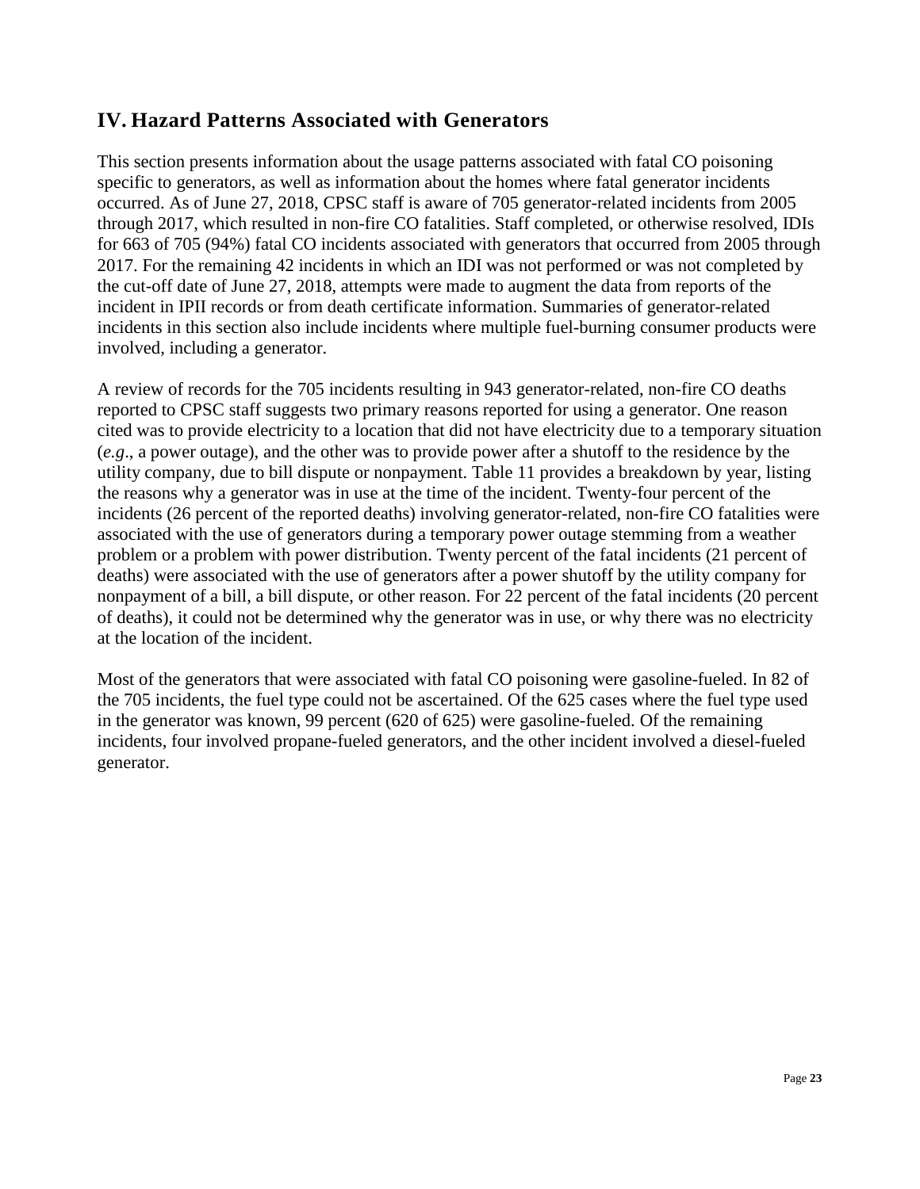## IV. Hazard Patterns Associated with Generators

This section presents information about the usage patterns associated with fatal CO poisoning specific to generators, as well as information about the homes where fatal generator incidents occurred. As of June 27, 2018, CPSC staff is aware of 705 generator-related incidents from 2005 through 2017, which resulted in non-fire CO fatalities. Staff completed, or otherwise resolved, IDIs for 663 of 705 (94%) fatal CO incidents associated with generators that occurred from 2005 through 2017. For the remaining 42 incidents in which an IDI was not performed or was not completed by the cut-off date of June 27, 2018, attempts were made to augment the data from reports of the incident in IPII records or from death certificate information. Summaries of generator-related incidents in this section also include incidents where multiple fuel-burning consumer products were involved, including a generator.

A review of records for the 705 incidents resulting in 943 generator-related, non-fire CO deaths reported to CPSC staff suggests two primary reasons reported for using a generator. One reason cited was to provide electricity to a location that did not have electricity due to a temporary situation (*e.g*., a power outage), and the other was to provide power after a shutoff to the residence by the utility company, due to bill dispute or nonpayment. Table 11 provides a breakdown by year, listing the reasons why a generator was in use at the time of the incident. Twenty-four percent of the incidents (26 percent of the reported deaths) involving generator-related, non-fire CO fatalities were associated with the use of generators during a temporary power outage stemming from a weather problem or a problem with power distribution. Twenty percent of the fatal incidents (21 percent of deaths) were associated with the use of generators after a power shutoff by the utility company for nonpayment of a bill, a bill dispute, or other reason. For 22 percent of the fatal incidents (20 percent of deaths), it could not be determined why the generator was in use, or why there was no electricity at the location of the incident.

Most of the generators that were associated with fatal CO poisoning were gasoline-fueled. In 82 of the 705 incidents, the fuel type could not be ascertained. Of the 625 cases where the fuel type used in the generator was known, 99 percent (620 of 625) were gasoline-fueled. Of the remaining incidents, four involved propane-fueled generators, and the other incident involved a diesel-fueled generator.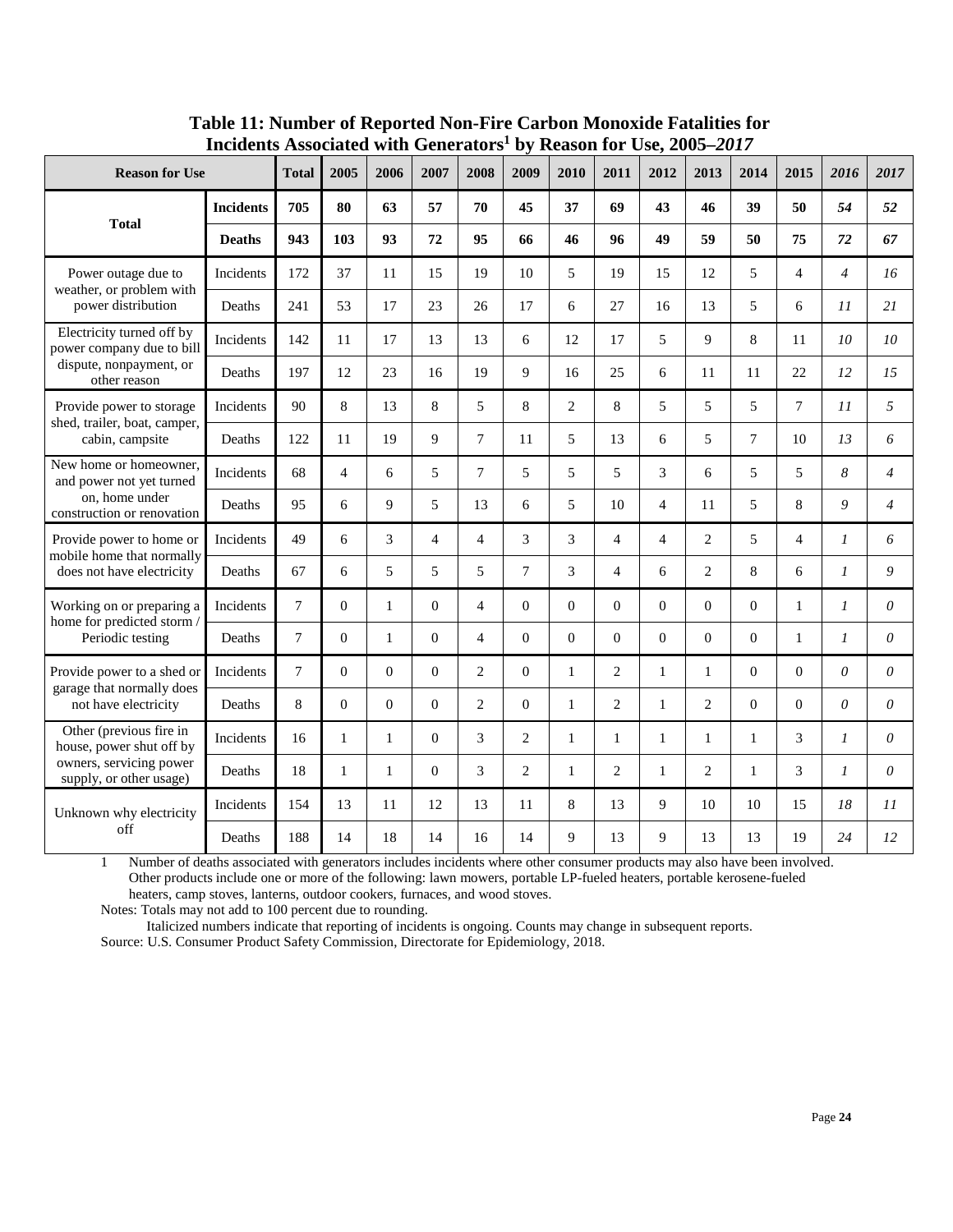### Table 11: Number of Reported Non-Fire Carbon Monoxide Fatalities for Incidents Associated with Generators[1] by Reason for Use, 2005–*2017*

| Reason for Use | | Total | 2005 | 2006 | 2007 | 2008 | 2009 | 2010 | 2011 | 2012 | 2013 | 2014 | 2015 | *2016* | *2017* |
|---|---|---|---|---|---|---|---|---|---|---|---|---|---|---|---|
| **Total** | **Incidents** | **705** | **80** | **63** | **57** | **70** | **45** | **37** | **69** | **43** | **46** | **39** | **50** | ***54*** | ***52*** |
| | **Deaths** | **943** | **103** | **93** | **72** | **95** | **66** | **46** | **96** | **49** | **59** | **50** | **75** | ***72*** | ***67*** |
| Power outage due to weather, or problem with power distribution | Incidents | 172 | 37 | 11 | 15 | 19 | 10 | 5 | 19 | 15 | 12 | 5 | 4 | *4* | *16* |
| | Deaths | 241 | 53 | 17 | 23 | 26 | 17 | 6 | 27 | 16 | 13 | 5 | 6 | *11* | *21* |
| Electricity turned off by power company due to bill dispute, nonpayment, or other reason | Incidents | 142 | 11 | 17 | 13 | 13 | 6 | 12 | 17 | 5 | 9 | 8 | 11 | *10* | *10* |
| | Deaths | 197 | 12 | 23 | 16 | 19 | 9 | 16 | 25 | 6 | 11 | 11 | 22 | *12* | *15* |
| Provide power to storage shed, trailer, boat, camper, cabin, campsite | Incidents | 90 | 8 | 13 | 8 | 5 | 8 | 2 | 8 | 5 | 5 | 5 | 7 | *11* | *5* |
| | Deaths | 122 | 11 | 19 | 9 | 7 | 11 | 5 | 13 | 6 | 5 | 7 | 10 | *13* | *6* |
| New home or homeowner, and power not yet turned on, home under construction or renovation | Incidents | 68 | 4 | 6 | 5 | 7 | 5 | 5 | 5 | 3 | 6 | 5 | 5 | *8* | *4* |
| | Deaths | 95 | 6 | 9 | 5 | 13 | 6 | 5 | 10 | 4 | 11 | 5 | 8 | *9* | *4* |
| Provide power to home or mobile home that normally does not have electricity | Incidents | 49 | 6 | 3 | 4 | 4 | 3 | 3 | 4 | 4 | 2 | 5 | 4 | *1* | *6* |
| | Deaths | 67 | 6 | 5 | 5 | 5 | 7 | 3 | 4 | 6 | 2 | 8 | 6 | *1* | *9* |
| Working on or preparing a home for predicted storm / Periodic testing | Incidents | 7 | 0 | 1 | 0 | 4 | 0 | 0 | 0 | 0 | 0 | 0 | 1 | *1* | *0* |
| | Deaths | 7 | 0 | 1 | 0 | 4 | 0 | 0 | 0 | 0 | 0 | 0 | 1 | *1* | *0* |
| Provide power to a shed or garage that normally does not have electricity | Incidents | 7 | 0 | 0 | 0 | 2 | 0 | 1 | 2 | 1 | 1 | 0 | 0 | *0* | *0* |
| | Deaths | 8 | 0 | 0 | 0 | 2 | 0 | 1 | 2 | 1 | 2 | 0 | 0 | *0* | *0* |
| Other (previous fire in house, power shut off by owners, servicing power supply, or other usage) | Incidents | 16 | 1 | 1 | 0 | 3 | 2 | 1 | 1 | 1 | 1 | 1 | 3 | *1* | *0* |
| | Deaths | 18 | 1 | 1 | 0 | 3 | 2 | 1 | 2 | 1 | 2 | 1 | 3 | *1* | *0* |
| Unknown why electricity off | Incidents | 154 | 13 | 11 | 12 | 13 | 11 | 8 | 13 | 9 | 10 | 10 | 15 | *18* | *11* |
| | Deaths | 188 | 14 | 18 | 14 | 16 | 14 | 9 | 13 | 9 | 13 | 13 | 19 | *24* | *12* |

1 Number of deaths associated with generators includes incidents where other consumer products may also have been involved. Other products include one or more of the following: lawn mowers, portable LP-fueled heaters, portable kerosene-fueled heaters, camp stoves, lanterns, outdoor cookers, furnaces, and wood stoves.

Notes: Totals may not add to 100 percent due to rounding.

Italicized numbers indicate that reporting of incidents is ongoing. Counts may change in subsequent reports.

Source: U.S. Consumer Product Safety Commission, Directorate for Epidemiology, 2018.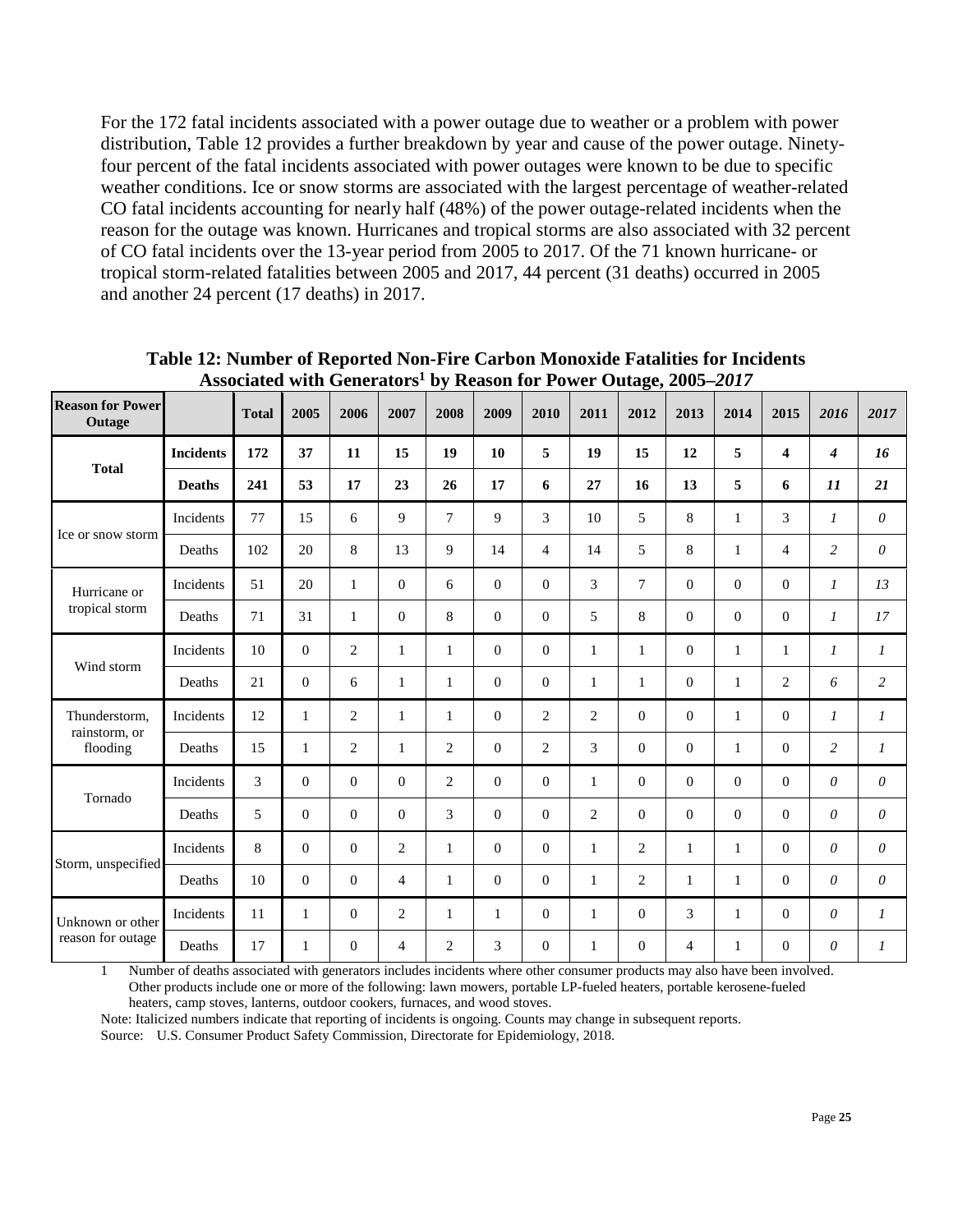For the 172 fatal incidents associated with a power outage due to weather or a problem with power distribution, Table 12 provides a further breakdown by year and cause of the power outage. Ninety-four percent of the fatal incidents associated with power outages were known to be due to specific weather conditions. Ice or snow storms are associated with the largest percentage of weather-related CO fatal incidents accounting for nearly half (48%) of the power outage-related incidents when the reason for the outage was known. Hurricanes and tropical storms are also associated with 32 percent of CO fatal incidents over the 13-year period from 2005 to 2017. Of the 71 known hurricane- or tropical storm-related fatalities between 2005 and 2017, 44 percent (31 deaths) occurred in 2005 and another 24 percent (17 deaths) in 2017.

**Table 12: Number of Reported Non-Fire Carbon Monoxide Fatalities for Incidents Associated with Generators[1] by Reason for Power Outage, 2005–*2017***

| Reason for Power Outage | | Total | 2005 | 2006 | 2007 | 2008 | 2009 | 2010 | 2011 | 2012 | 2013 | 2014 | 2015 | *2016* | *2017* |
|---|---|---|---|---|---|---|---|---|---|---|---|---|---|---|---|
| **Total** | **Incidents** | **172** | **37** | **11** | **15** | **19** | **10** | **5** | **19** | **15** | **12** | **5** | **4** | ***4*** | ***16*** |
| | **Deaths** | **241** | **53** | **17** | **23** | **26** | **17** | **6** | **27** | **16** | **13** | **5** | **6** | ***11*** | ***21*** |
| Ice or snow storm | Incidents | 77 | 15 | 6 | 9 | 7 | 9 | 3 | 10 | 5 | 8 | 1 | 3 | *1* | *0* |
| | Deaths | 102 | 20 | 8 | 13 | 9 | 14 | 4 | 14 | 5 | 8 | 1 | 4 | *2* | *0* |
| Hurricane or tropical storm | Incidents | 51 | 20 | 1 | 0 | 6 | 0 | 0 | 3 | 7 | 0 | 0 | 0 | *1* | *13* |
| | Deaths | 71 | 31 | 1 | 0 | 8 | 0 | 0 | 5 | 8 | 0 | 0 | 0 | *1* | *17* |
| Wind storm | Incidents | 10 | 0 | 2 | 1 | 1 | 0 | 0 | 1 | 1 | 0 | 1 | 1 | *1* | *1* |
| | Deaths | 21 | 0 | 6 | 1 | 1 | 0 | 0 | 1 | 1 | 0 | 1 | 2 | *6* | *2* |
| Thunderstorm, rainstorm, or flooding | Incidents | 12 | 1 | 2 | 1 | 1 | 0 | 2 | 2 | 0 | 0 | 1 | 0 | *1* | *1* |
| | Deaths | 15 | 1 | 2 | 1 | 2 | 0 | 2 | 3 | 0 | 0 | 1 | 0 | *2* | *1* |
| Tornado | Incidents | 3 | 0 | 0 | 0 | 2 | 0 | 0 | 1 | 0 | 0 | 0 | 0 | *0* | *0* |
| | Deaths | 5 | 0 | 0 | 0 | 3 | 0 | 0 | 2 | 0 | 0 | 0 | 0 | *0* | *0* |
| Storm, unspecified | Incidents | 8 | 0 | 0 | 2 | 1 | 0 | 0 | 1 | 2 | 1 | 1 | 0 | *0* | *0* |
| | Deaths | 10 | 0 | 0 | 4 | 1 | 0 | 0 | 1 | 2 | 1 | 1 | 0 | *0* | *0* |
| Unknown or other reason for outage | Incidents | 11 | 1 | 0 | 2 | 1 | 1 | 0 | 1 | 0 | 3 | 1 | 0 | *0* | *1* |
| | Deaths | 17 | 1 | 0 | 4 | 2 | 3 | 0 | 1 | 0 | 4 | 1 | 0 | *0* | *1* |

1 Number of deaths associated with generators includes incidents where other consumer products may also have been involved. Other products include one or more of the following: lawn mowers, portable LP-fueled heaters, portable kerosene-fueled heaters, camp stoves, lanterns, outdoor cookers, furnaces, and wood stoves.

Note: Italicized numbers indicate that reporting of incidents is ongoing. Counts may change in subsequent reports.

Source: U.S. Consumer Product Safety Commission, Directorate for Epidemiology, 2018.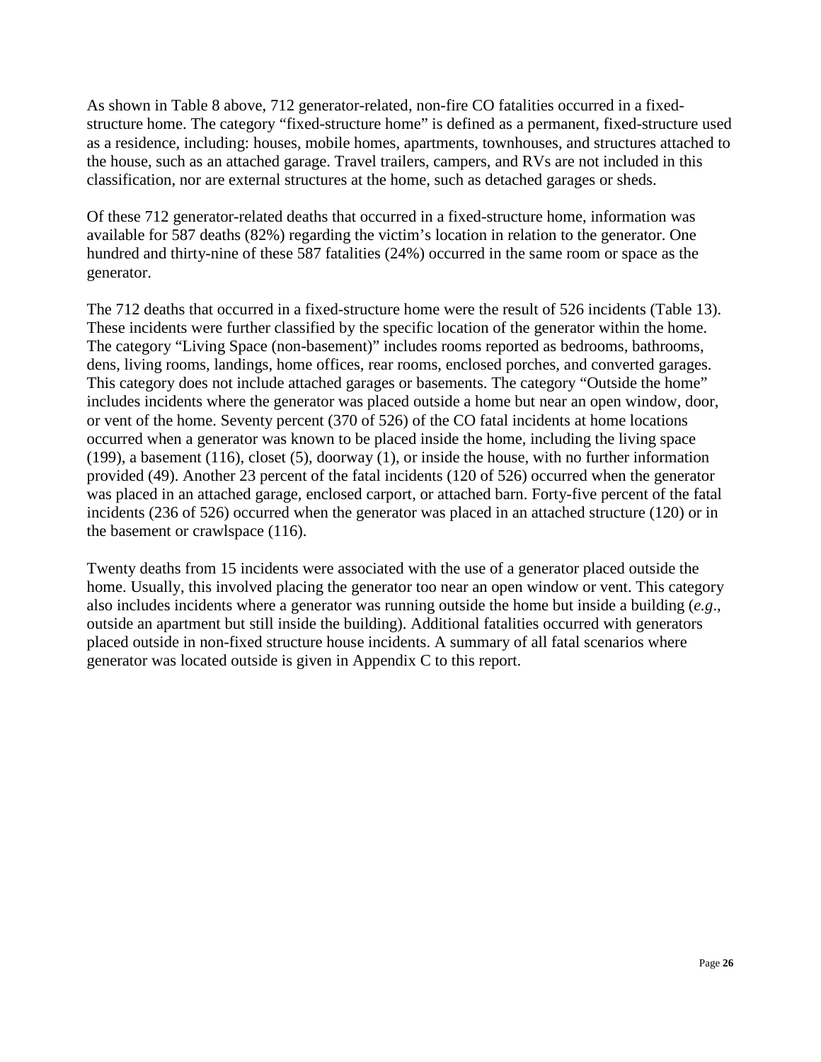As shown in Table 8 above, 712 generator-related, non-fire CO fatalities occurred in a fixed-structure home. The category "fixed-structure home" is defined as a permanent, fixed-structure used as a residence, including: houses, mobile homes, apartments, townhouses, and structures attached to the house, such as an attached garage. Travel trailers, campers, and RVs are not included in this classification, nor are external structures at the home, such as detached garages or sheds.

Of these 712 generator-related deaths that occurred in a fixed-structure home, information was available for 587 deaths (82%) regarding the victim's location in relation to the generator. One hundred and thirty-nine of these 587 fatalities (24%) occurred in the same room or space as the generator.

The 712 deaths that occurred in a fixed-structure home were the result of 526 incidents (Table 13). These incidents were further classified by the specific location of the generator within the home. The category "Living Space (non-basement)" includes rooms reported as bedrooms, bathrooms, dens, living rooms, landings, home offices, rear rooms, enclosed porches, and converted garages. This category does not include attached garages or basements. The category "Outside the home" includes incidents where the generator was placed outside a home but near an open window, door, or vent of the home. Seventy percent (370 of 526) of the CO fatal incidents at home locations occurred when a generator was known to be placed inside the home, including the living space (199), a basement (116), closet (5), doorway (1), or inside the house, with no further information provided (49). Another 23 percent of the fatal incidents (120 of 526) occurred when the generator was placed in an attached garage, enclosed carport, or attached barn. Forty-five percent of the fatal incidents (236 of 526) occurred when the generator was placed in an attached structure (120) or in the basement or crawlspace (116).

Twenty deaths from 15 incidents were associated with the use of a generator placed outside the home. Usually, this involved placing the generator too near an open window or vent. This category also includes incidents where a generator was running outside the home but inside a building (*e.g*., outside an apartment but still inside the building). Additional fatalities occurred with generators placed outside in non-fixed structure house incidents. A summary of all fatal scenarios where generator was located outside is given in Appendix C to this report.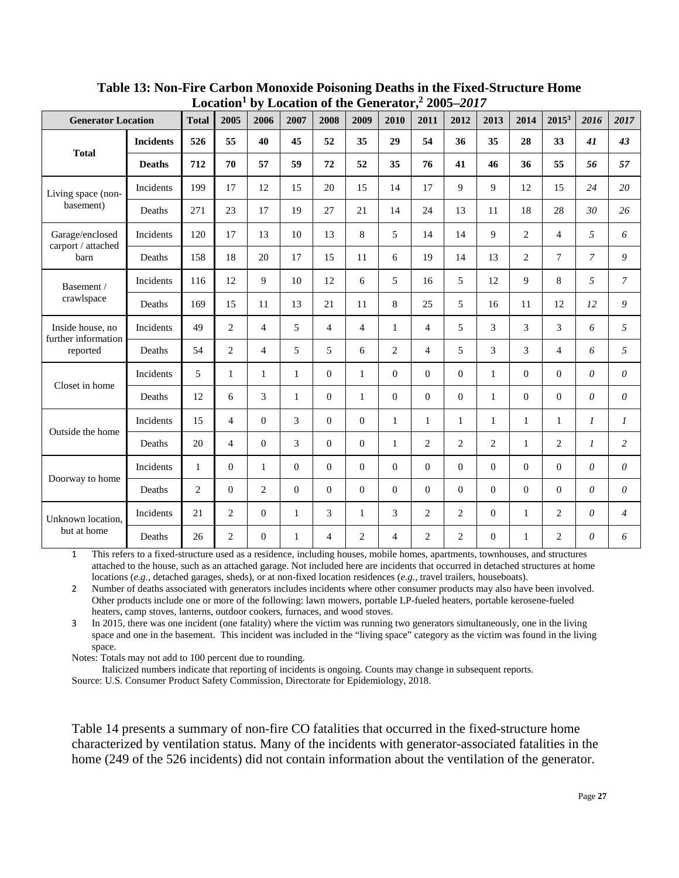**Table 13: Non-Fire Carbon Monoxide Poisoning Deaths in the Fixed-Structure Home Location[1] by Location of the Generator,[2] 2005–*2017***

| Generator Location | | Total | 2005 | 2006 | 2007 | 2008 | 2009 | 2010 | 2011 | 2012 | 2013 | 2014 | 2015[3] | *2016* | *2017* |
|---|---|---|---|---|---|---|---|---|---|---|---|---|---|---|---|
| **Total** | **Incidents** | **526** | **55** | **40** | **45** | **52** | **35** | **29** | **54** | **36** | **35** | **28** | **33** | ***41*** | ***43*** |
| | **Deaths** | **712** | **70** | **57** | **59** | **72** | **52** | **35** | **76** | **41** | **46** | **36** | **55** | ***56*** | ***57*** |
| Living space (non-basement) | Incidents | 199 | 17 | 12 | 15 | 20 | 15 | 14 | 17 | 9 | 9 | 12 | 15 | *24* | *20* |
| | Deaths | 271 | 23 | 17 | 19 | 27 | 21 | 14 | 24 | 13 | 11 | 18 | 28 | *30* | *26* |
| Garage/enclosed carport / attached barn | Incidents | 120 | 17 | 13 | 10 | 13 | 8 | 5 | 14 | 14 | 9 | 2 | 4 | *5* | *6* |
| | Deaths | 158 | 18 | 20 | 17 | 15 | 11 | 6 | 19 | 14 | 13 | 2 | 7 | *7* | *9* |
| Basement / crawlspace | Incidents | 116 | 12 | 9 | 10 | 12 | 6 | 5 | 16 | 5 | 12 | 9 | 8 | *5* | *7* |
| | Deaths | 169 | 15 | 11 | 13 | 21 | 11 | 8 | 25 | 5 | 16 | 11 | 12 | *12* | *9* |
| Inside house, no further information reported | Incidents | 49 | 2 | 4 | 5 | 4 | 4 | 1 | 4 | 5 | 3 | 3 | 3 | *6* | *5* |
| | Deaths | 54 | 2 | 4 | 5 | 5 | 6 | 2 | 4 | 5 | 3 | 3 | 4 | *6* | *5* |
| Closet in home | Incidents | 5 | 1 | 1 | 1 | 0 | 1 | 0 | 0 | 0 | 1 | 0 | 0 | *0* | *0* |
| | Deaths | 12 | 6 | 3 | 1 | 0 | 1 | 0 | 0 | 0 | 1 | 0 | 0 | *0* | *0* |
| Outside the home | Incidents | 15 | 4 | 0 | 3 | 0 | 0 | 1 | 1 | 1 | 1 | 1 | 1 | *1* | *1* |
| | Deaths | 20 | 4 | 0 | 3 | 0 | 0 | 1 | 2 | 2 | 2 | 1 | 2 | *1* | *2* |
| Doorway to home | Incidents | 1 | 0 | 1 | 0 | 0 | 0 | 0 | 0 | 0 | 0 | 0 | 0 | *0* | *0* |
| | Deaths | 2 | 0 | 2 | 0 | 0 | 0 | 0 | 0 | 0 | 0 | 0 | 0 | *0* | *0* |
| Unknown location, but at home | Incidents | 21 | 2 | 0 | 1 | 3 | 1 | 3 | 2 | 2 | 0 | 1 | 2 | *0* | *4* |
| | Deaths | 26 | 2 | 0 | 1 | 4 | 2 | 4 | 2 | 2 | 0 | 1 | 2 | *0* | *6* |

1. This refers to a fixed-structure used as a residence, including houses, mobile homes, apartments, townhouses, and structures attached to the house, such as an attached garage. Not included here are incidents that occurred in detached structures at home locations (*e.g.*, detached garages, sheds), or at non-fixed location residences (*e.g.*, travel trailers, houseboats).
2. Number of deaths associated with generators includes incidents where other consumer products may also have been involved. Other products include one or more of the following: lawn mowers, portable LP-fueled heaters, portable kerosene-fueled heaters, camp stoves, lanterns, outdoor cookers, furnaces, and wood stoves.
3. In 2015, there was one incident (one fatality) where the victim was running two generators simultaneously, one in the living space and one in the basement. This incident was included in the "living space" category as the victim was found in the living space.

Notes: Totals may not add to 100 percent due to rounding.
Italicized numbers indicate that reporting of incidents is ongoing. Counts may change in subsequent reports.
Source: U.S. Consumer Product Safety Commission, Directorate for Epidemiology, 2018.

Table 14 presents a summary of non-fire CO fatalities that occurred in the fixed-structure home characterized by ventilation status. Many of the incidents with generator-associated fatalities in the home (249 of the 526 incidents) did not contain information about the ventilation of the generator.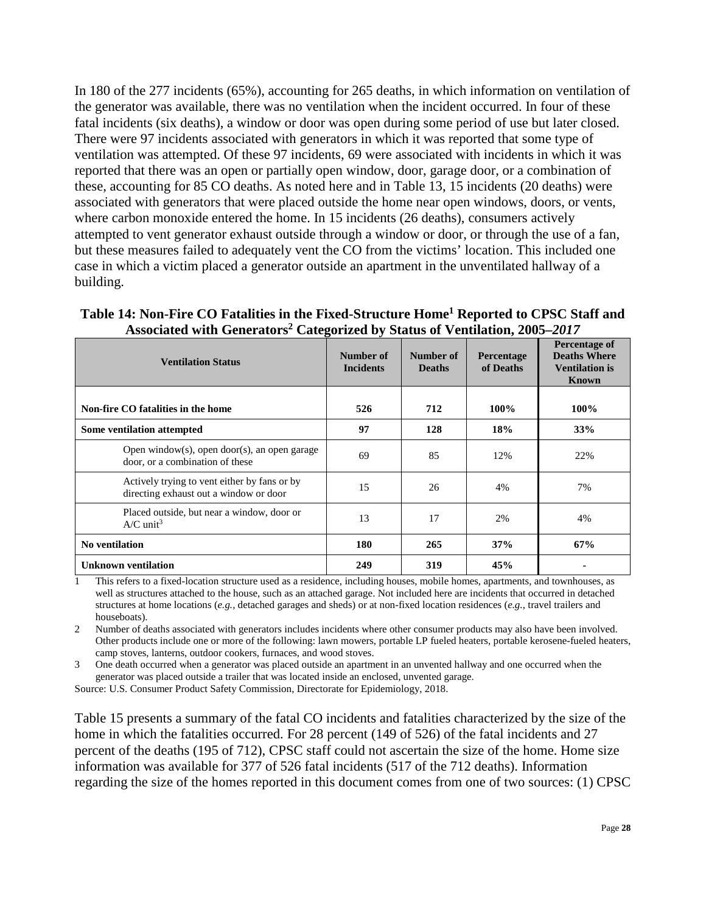In 180 of the 277 incidents (65%), accounting for 265 deaths, in which information on ventilation of the generator was available, there was no ventilation when the incident occurred. In four of these fatal incidents (six deaths), a window or door was open during some period of use but later closed. There were 97 incidents associated with generators in which it was reported that some type of ventilation was attempted. Of these 97 incidents, 69 were associated with incidents in which it was reported that there was an open or partially open window, door, garage door, or a combination of these, accounting for 85 CO deaths. As noted here and in Table 13, 15 incidents (20 deaths) were associated with generators that were placed outside the home near open windows, doors, or vents, where carbon monoxide entered the home. In 15 incidents (26 deaths), consumers actively attempted to vent generator exhaust outside through a window or door, or through the use of a fan, but these measures failed to adequately vent the CO from the victims' location. This included one case in which a victim placed a generator outside an apartment in the unventilated hallway of a building.

**Table 14: Non-Fire CO Fatalities in the Fixed-Structure Home[1] Reported to CPSC Staff and Associated with Generators[2] Categorized by Status of Ventilation, 2005–*2017***

| Ventilation Status | Number of Incidents | Number of Deaths | Percentage of Deaths | Percentage of Deaths Where Ventilation is Known |
|---|---|---|---|---|
| **Non-fire CO fatalities in the home** | **526** | **712** | **100%** | **100%** |
| **Some ventilation attempted** | **97** | **128** | **18%** | **33%** |
| Open window(s), open door(s), an open garage door, or a combination of these | 69 | 85 | 12% | 22% |
| Actively trying to vent either by fans or by directing exhaust out a window or door | 15 | 26 | 4% | 7% |
| Placed outside, but near a window, door or A/C unit[3] | 13 | 17 | 2% | 4% |
| **No ventilation** | **180** | **265** | **37%** | **67%** |
| **Unknown ventilation** | **249** | **319** | **45%** | - |

1 This refers to a fixed-location structure used as a residence, including houses, mobile homes, apartments, and townhouses, as well as structures attached to the house, such as an attached garage. Not included here are incidents that occurred in detached structures at home locations (*e.g.*, detached garages and sheds) or at non-fixed location residences (*e.g.*, travel trailers and houseboats).

2 Number of deaths associated with generators includes incidents where other consumer products may also have been involved. Other products include one or more of the following: lawn mowers, portable LP fueled heaters, portable kerosene-fueled heaters, camp stoves, lanterns, outdoor cookers, furnaces, and wood stoves.

3 One death occurred when a generator was placed outside an apartment in an unvented hallway and one occurred when the generator was placed outside a trailer that was located inside an enclosed, unvented garage.

Source: U.S. Consumer Product Safety Commission, Directorate for Epidemiology, 2018.

Table 15 presents a summary of the fatal CO incidents and fatalities characterized by the size of the home in which the fatalities occurred. For 28 percent (149 of 526) of the fatal incidents and 27 percent of the deaths (195 of 712), CPSC staff could not ascertain the size of the home. Home size information was available for 377 of 526 fatal incidents (517 of the 712 deaths). Information regarding the size of the homes reported in this document comes from one of two sources: (1) CPSC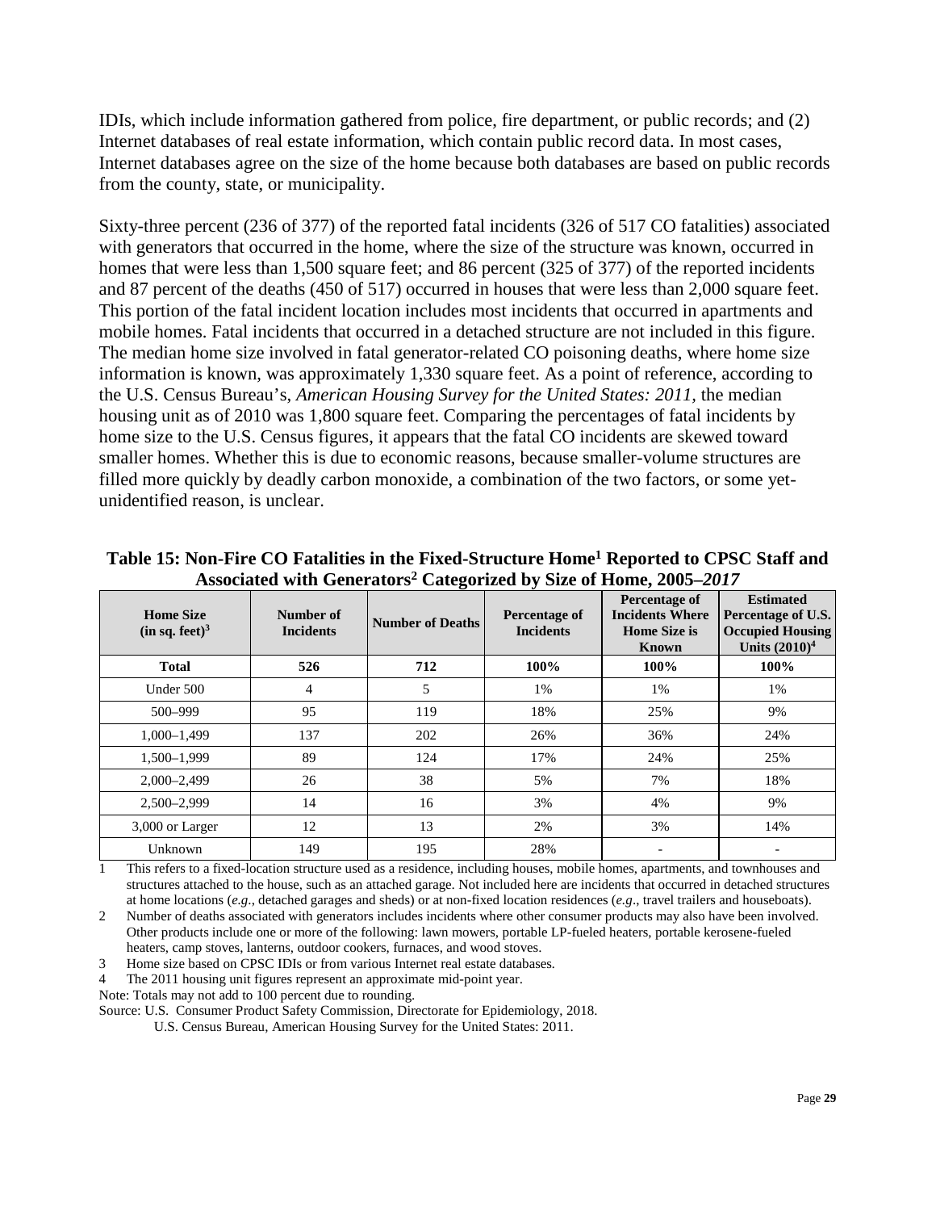IDIs, which include information gathered from police, fire department, or public records; and (2) Internet databases of real estate information, which contain public record data. In most cases, Internet databases agree on the size of the home because both databases are based on public records from the county, state, or municipality.

Sixty-three percent (236 of 377) of the reported fatal incidents (326 of 517 CO fatalities) associated with generators that occurred in the home, where the size of the structure was known, occurred in homes that were less than 1,500 square feet; and 86 percent (325 of 377) of the reported incidents and 87 percent of the deaths (450 of 517) occurred in houses that were less than 2,000 square feet. This portion of the fatal incident location includes most incidents that occurred in apartments and mobile homes. Fatal incidents that occurred in a detached structure are not included in this figure. The median home size involved in fatal generator-related CO poisoning deaths, where home size information is known, was approximately 1,330 square feet. As a point of reference, according to the U.S. Census Bureau's, *American Housing Survey for the United States: 2011,* the median housing unit as of 2010 was 1,800 square feet. Comparing the percentages of fatal incidents by home size to the U.S. Census figures, it appears that the fatal CO incidents are skewed toward smaller homes. Whether this is due to economic reasons, because smaller-volume structures are filled more quickly by deadly carbon monoxide, a combination of the two factors, or some yet-unidentified reason, is unclear.

**Table 15: Non-Fire CO Fatalities in the Fixed-Structure Home[1] Reported to CPSC Staff and Associated with Generators[2] Categorized by Size of Home, 2005–*2017***

| Home Size (in sq. feet)[3] | Number of Incidents | Number of Deaths | Percentage of Incidents | Percentage of Incidents Where Home Size is Known | Estimated Percentage of U.S. Occupied Housing Units (2010)[4] |
|---|---|---|---|---|---|
| **Total** | **526** | **712** | **100%** | **100%** | **100%** |
| Under 500 | 4 | 5 | 1% | 1% | 1% |
| 500–999 | 95 | 119 | 18% | 25% | 9% |
| 1,000–1,499 | 137 | 202 | 26% | 36% | 24% |
| 1,500–1,999 | 89 | 124 | 17% | 24% | 25% |
| 2,000–2,499 | 26 | 38 | 5% | 7% | 18% |
| 2,500–2,999 | 14 | 16 | 3% | 4% | 9% |
| 3,000 or Larger | 12 | 13 | 2% | 3% | 14% |
| Unknown | 149 | 195 | 28% | - | - |

1 This refers to a fixed-location structure used as a residence, including houses, mobile homes, apartments, and townhouses and structures attached to the house, such as an attached garage. Not included here are incidents that occurred in detached structures at home locations (*e.g.*, detached garages and sheds) or at non-fixed location residences (*e.g*., travel trailers and houseboats).

2 Number of deaths associated with generators includes incidents where other consumer products may also have been involved. Other products include one or more of the following: lawn mowers, portable LP-fueled heaters, portable kerosene-fueled heaters, camp stoves, lanterns, outdoor cookers, furnaces, and wood stoves.

3 Home size based on CPSC IDIs or from various Internet real estate databases.

4 The 2011 housing unit figures represent an approximate mid-point year.

Note: Totals may not add to 100 percent due to rounding.

Source: U.S. Consumer Product Safety Commission, Directorate for Epidemiology, 2018.
U.S. Census Bureau, American Housing Survey for the United States: 2011.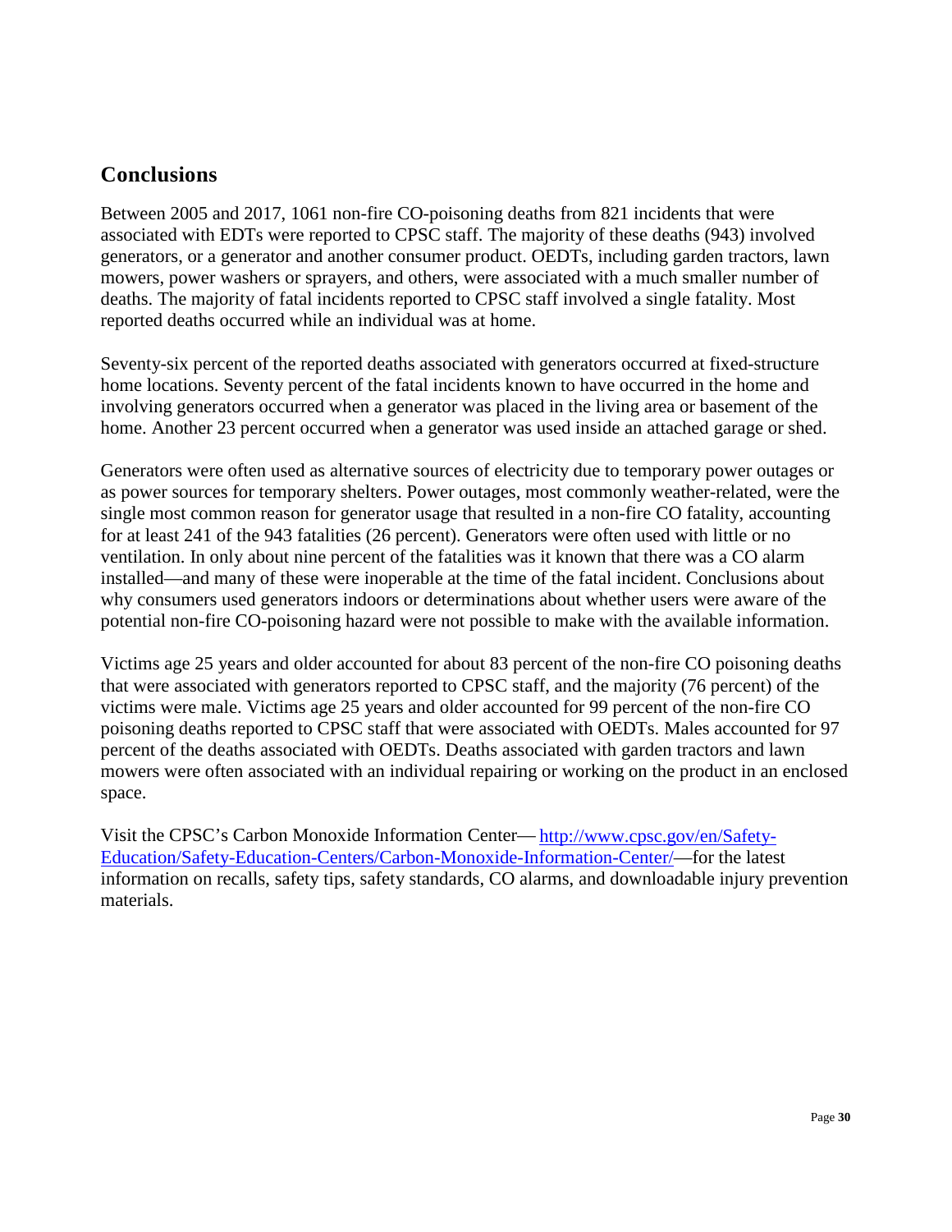## Conclusions

Between 2005 and 2017, 1061 non-fire CO-poisoning deaths from 821 incidents that were associated with EDTs were reported to CPSC staff. The majority of these deaths (943) involved generators, or a generator and another consumer product. OEDTs, including garden tractors, lawn mowers, power washers or sprayers, and others, were associated with a much smaller number of deaths. The majority of fatal incidents reported to CPSC staff involved a single fatality. Most reported deaths occurred while an individual was at home.

Seventy-six percent of the reported deaths associated with generators occurred at fixed-structure home locations. Seventy percent of the fatal incidents known to have occurred in the home and involving generators occurred when a generator was placed in the living area or basement of the home. Another 23 percent occurred when a generator was used inside an attached garage or shed.

Generators were often used as alternative sources of electricity due to temporary power outages or as power sources for temporary shelters. Power outages, most commonly weather-related, were the single most common reason for generator usage that resulted in a non-fire CO fatality, accounting for at least 241 of the 943 fatalities (26 percent). Generators were often used with little or no ventilation. In only about nine percent of the fatalities was it known that there was a CO alarm installed—and many of these were inoperable at the time of the fatal incident. Conclusions about why consumers used generators indoors or determinations about whether users were aware of the potential non-fire CO-poisoning hazard were not possible to make with the available information.

Victims age 25 years and older accounted for about 83 percent of the non-fire CO poisoning deaths that were associated with generators reported to CPSC staff, and the majority (76 percent) of the victims were male. Victims age 25 years and older accounted for 99 percent of the non-fire CO poisoning deaths reported to CPSC staff that were associated with OEDTs. Males accounted for 97 percent of the deaths associated with OEDTs. Deaths associated with garden tractors and lawn mowers were often associated with an individual repairing or working on the product in an enclosed space.

Visit the CPSC's Carbon Monoxide Information Center— [http://www.cpsc.gov/en/Safety-Education/Safety-Education-Centers/Carbon-Monoxide-Information-Center/](http://www.cpsc.gov/en/Safety-Education/Safety-Education-Centers/Carbon-Monoxide-Information-Center/)—for the latest information on recalls, safety tips, safety standards, CO alarms, and downloadable injury prevention materials.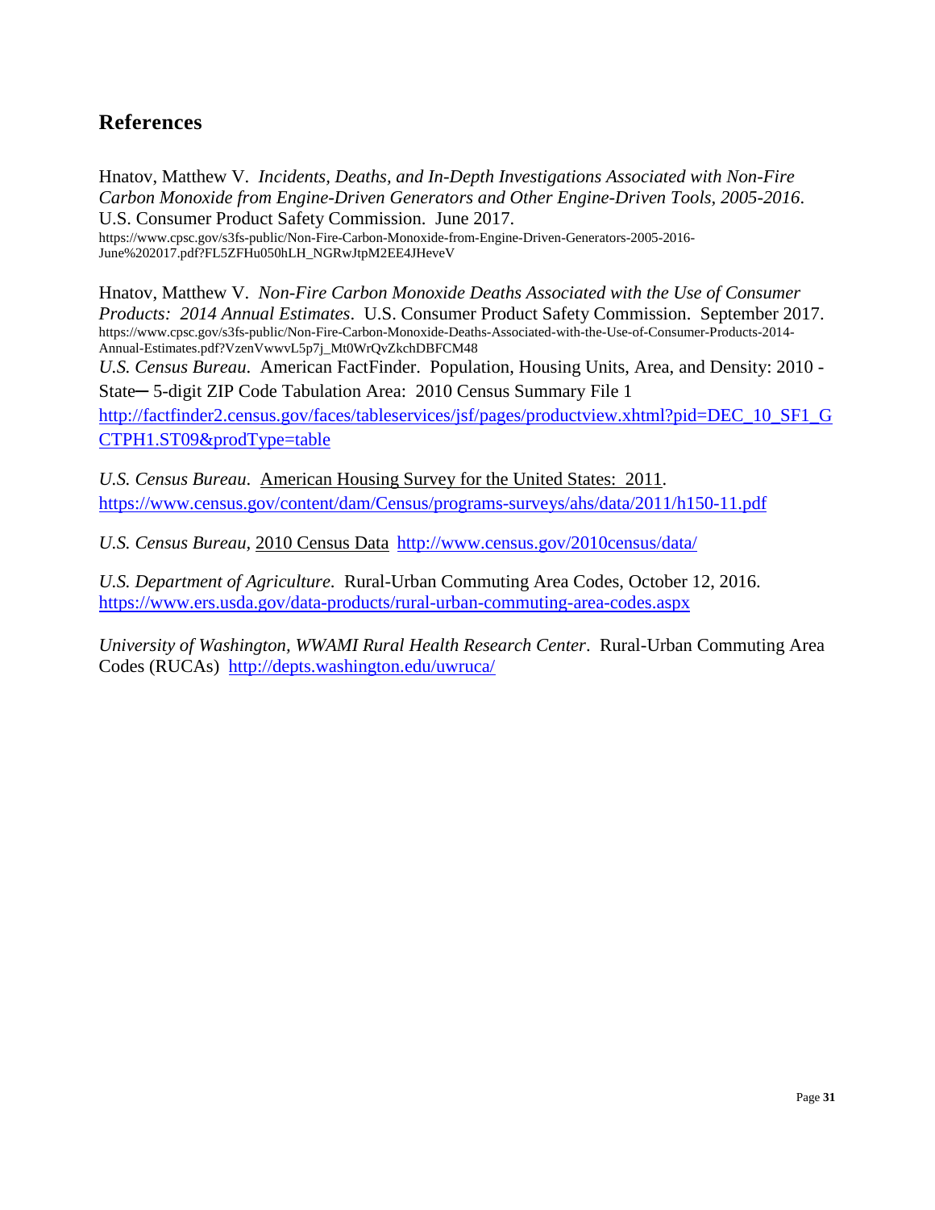## References

Hnatov, Matthew V. *Incidents, Deaths, and In-Depth Investigations Associated with Non-Fire Carbon Monoxide from Engine-Driven Generators and Other Engine-Driven Tools, 2005-2016*. U.S. Consumer Product Safety Commission. June 2017. https://www.cpsc.gov/s3fs-public/Non-Fire-Carbon-Monoxide-from-Engine-Driven-Generators-2005-2016-June%202017.pdf?FL5ZFHu050hLH_NGRwJtpM2EE4JHeveV

Hnatov, Matthew V. *Non-Fire Carbon Monoxide Deaths Associated with the Use of Consumer Products: 2014 Annual Estimates*. U.S. Consumer Product Safety Commission. September 2017. https://www.cpsc.gov/s3fs-public/Non-Fire-Carbon-Monoxide-Deaths-Associated-with-the-Use-of-Consumer-Products-2014-Annual-Estimates.pdf?VzenVwwvL5p7j_Mt0WrQvZkchDBFCM48

*U.S. Census Bureau*. American FactFinder. Population, Housing Units, Area, and Density: 2010 - State─ 5-digit ZIP Code Tabulation Area: 2010 Census Summary File 1 http://factfinder2.census.gov/faces/tableservices/jsf/pages/productview.xhtml?pid=DEC_10_SF1_GCTPH1.ST09&prodType=table

*U.S. Census Bureau*. American Housing Survey for the United States: 2011. https://www.census.gov/content/dam/Census/programs-surveys/ahs/data/2011/h150-11.pdf

*U.S. Census Bureau*, 2010 Census Data http://www.census.gov/2010census/data/

*U.S. Department of Agriculture*. Rural-Urban Commuting Area Codes, October 12, 2016. https://www.ers.usda.gov/data-products/rural-urban-commuting-area-codes.aspx

*University of Washington, WWAMI Rural Health Research Center*. Rural-Urban Commuting Area Codes (RUCAs) http://depts.washington.edu/uwruca/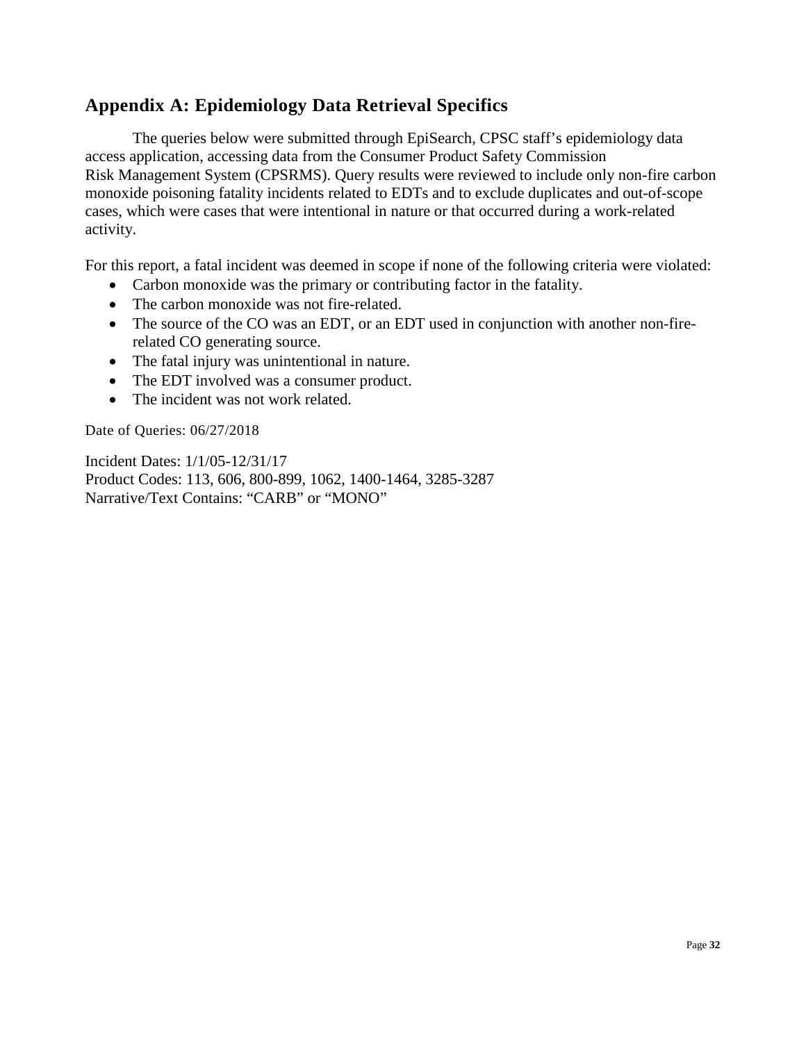## Appendix A: Epidemiology Data Retrieval Specifics

The queries below were submitted through EpiSearch, CPSC staff's epidemiology data access application, accessing data from the Consumer Product Safety Commission Risk Management System (CPSRMS). Query results were reviewed to include only non-fire carbon monoxide poisoning fatality incidents related to EDTs and to exclude duplicates and out-of-scope cases, which were cases that were intentional in nature or that occurred during a work-related activity.

For this report, a fatal incident was deemed in scope if none of the following criteria were violated:

- Carbon monoxide was the primary or contributing factor in the fatality.
- The carbon monoxide was not fire-related.
- The source of the CO was an EDT, or an EDT used in conjunction with another non-fire-related CO generating source.
- The fatal injury was unintentional in nature.
- The EDT involved was a consumer product.
- The incident was not work related.

Date of Queries: 06/27/2018

Incident Dates: 1/1/05-12/31/17
Product Codes: 113, 606, 800-899, 1062, 1400-1464, 3285-3287
Narrative/Text Contains: "CARB" or "MONO"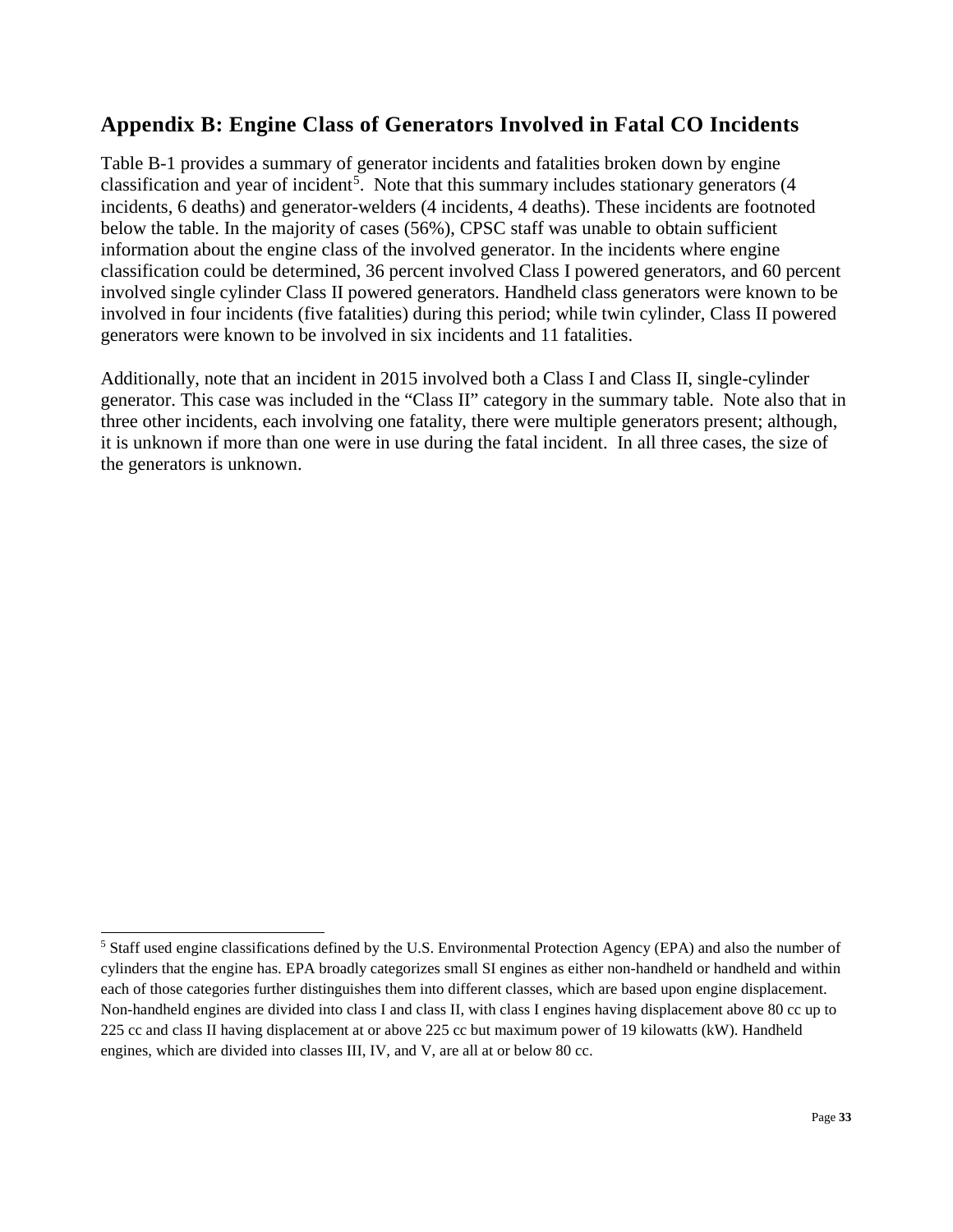## Appendix B: Engine Class of Generators Involved in Fatal CO Incidents

Table B-1 provides a summary of generator incidents and fatalities broken down by engine classification and year of incident[5]. Note that this summary includes stationary generators (4 incidents, 6 deaths) and generator-welders (4 incidents, 4 deaths). These incidents are footnoted below the table. In the majority of cases (56%), CPSC staff was unable to obtain sufficient information about the engine class of the involved generator. In the incidents where engine classification could be determined, 36 percent involved Class I powered generators, and 60 percent involved single cylinder Class II powered generators. Handheld class generators were known to be involved in four incidents (five fatalities) during this period; while twin cylinder, Class II powered generators were known to be involved in six incidents and 11 fatalities.

Additionally, note that an incident in 2015 involved both a Class I and Class II, single-cylinder generator. This case was included in the "Class II" category in the summary table. Note also that in three other incidents, each involving one fatality, there were multiple generators present; although, it is unknown if more than one were in use during the fatal incident. In all three cases, the size of the generators is unknown.

[5] Staff used engine classifications defined by the U.S. Environmental Protection Agency (EPA) and also the number of cylinders that the engine has. EPA broadly categorizes small SI engines as either non-handheld or handheld and within each of those categories further distinguishes them into different classes, which are based upon engine displacement. Non-handheld engines are divided into class I and class II, with class I engines having displacement above 80 cc up to 225 cc and class II having displacement at or above 225 cc but maximum power of 19 kilowatts (kW). Handheld engines, which are divided into classes III, IV, and V, are all at or below 80 cc.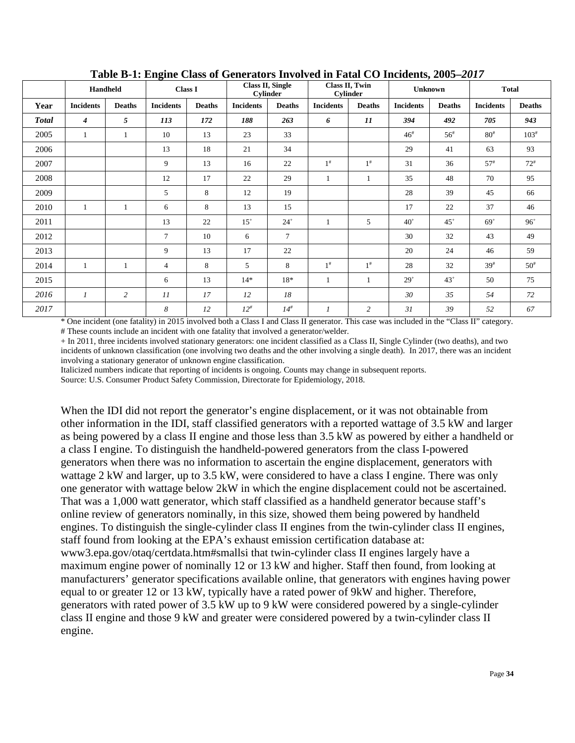**Table B-1: Engine Class of Generators Involved in Fatal CO Incidents, 2005–*2017***

| | Handheld | | Class I | | Class II, Single Cylinder | | Class II, Twin Cylinder | | Unknown | | Total | |
|---|---|---|---|---|---|---|---|---|---|---|---|---|
| **Year** | **Incidents** | **Deaths** | **Incidents** | **Deaths** | **Incidents** | **Deaths** | **Incidents** | **Deaths** | **Incidents** | **Deaths** | **Incidents** | **Deaths** |
| ***Total*** | ***4*** | ***5*** | ***113*** | ***172*** | ***188*** | ***263*** | ***6*** | ***11*** | ***394*** | ***492*** | ***705*** | ***943*** |
| 2005 | 1 | 1 | 10 | 13 | 23 | 33 | | | 46# | 56# | 80# | 103# |
| 2006 | | | 13 | 18 | 21 | 34 | | | 29 | 41 | 63 | 93 |
| 2007 | | | 9 | 13 | 16 | 22 | 1# | 1# | 31 | 36 | 57# | 72# |
| 2008 | | | 12 | 17 | 22 | 29 | 1 | 1 | 35 | 48 | 70 | 95 |
| 2009 | | | 5 | 8 | 12 | 19 | | | 28 | 39 | 45 | 66 |
| 2010 | 1 | 1 | 6 | 8 | 13 | 15 | | | 17 | 22 | 37 | 46 |
| 2011 | | | 13 | 22 | 15+ | 24+ | 1 | 5 | 40+ | 45+ | 69+ | 96+ |
| 2012 | | | 7 | 10 | 6 | 7 | | | 30 | 32 | 43 | 49 |
| 2013 | | | 9 | 13 | 17 | 22 | | | 20 | 24 | 46 | 59 |
| 2014 | 1 | 1 | 4 | 8 | 5 | 8 | 1# | 1# | 28 | 32 | 39# | 50# |
| 2015 | | | 6 | 13 | 14* | 18* | 1 | 1 | 29+ | 43+ | 50 | 75 |
| *2016* | *1* | *2* | *11* | *17* | *12* | *18* | | | *30* | *35* | *54* | *72* |
| *2017* | | | *8* | *12* | *12#* | *14#* | *1* | *2* | *31* | *39* | *52* | *67* |

\* One incident (one fatality) in 2015 involved both a Class I and Class II generator. This case was included in the "Class II" category.
\# These counts include an incident with one fatality that involved a generator/welder.
\+ In 2011, three incidents involved stationary generators: one incident classified as a Class II, Single Cylinder (two deaths), and two incidents of unknown classification (one involving two deaths and the other involving a single death). In 2017, there was an incident involving a stationary generator of unknown engine classification.
Italicized numbers indicate that reporting of incidents is ongoing. Counts may change in subsequent reports.
Source: U.S. Consumer Product Safety Commission, Directorate for Epidemiology, 2018.

When the IDI did not report the generator's engine displacement, or it was not obtainable from other information in the IDI, staff classified generators with a reported wattage of 3.5 kW and larger as being powered by a class II engine and those less than 3.5 kW as powered by either a handheld or a class I engine. To distinguish the handheld-powered generators from the class I-powered generators when there was no information to ascertain the engine displacement, generators with wattage 2 kW and larger, up to 3.5 kW, were considered to have a class I engine. There was only one generator with wattage below 2kW in which the engine displacement could not be ascertained. That was a 1,000 watt generator, which staff classified as a handheld generator because staff's online review of generators nominally, in this size, showed them being powered by handheld engines. To distinguish the single-cylinder class II engines from the twin-cylinder class II engines, staff found from looking at the EPA's exhaust emission certification database at: www3.epa.gov/otaq/certdata.htm#smallsi that twin-cylinder class II engines largely have a maximum engine power of nominally 12 or 13 kW and higher. Staff then found, from looking at manufacturers' generator specifications available online, that generators with engines having power equal to or greater 12 or 13 kW, typically have a rated power of 9kW and higher. Therefore, generators with rated power of 3.5 kW up to 9 kW were considered powered by a single-cylinder class II engine and those 9 kW and greater were considered powered by a twin-cylinder class II engine.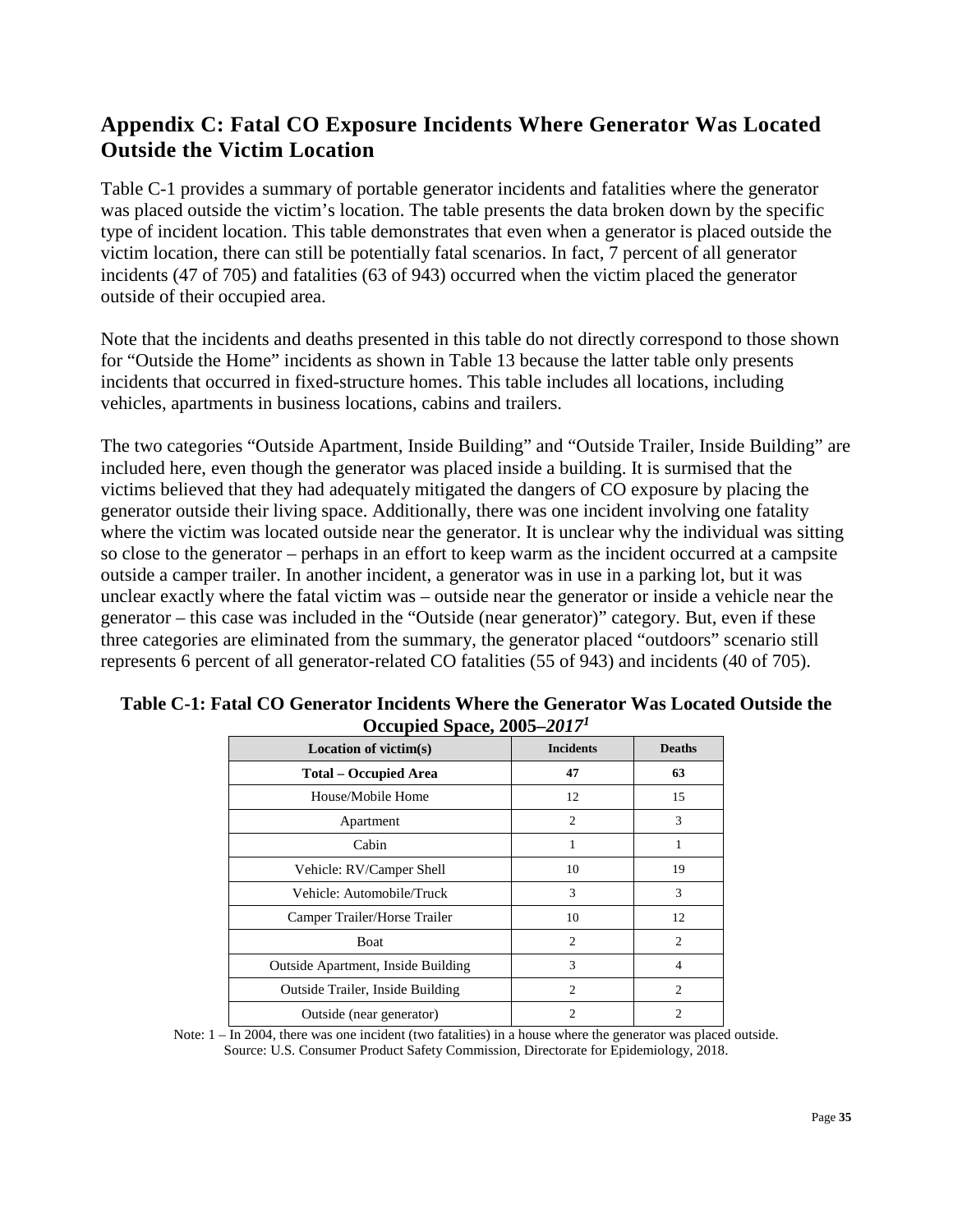## Appendix C: Fatal CO Exposure Incidents Where Generator Was Located Outside the Victim Location

Table C-1 provides a summary of portable generator incidents and fatalities where the generator was placed outside the victim's location. The table presents the data broken down by the specific type of incident location. This table demonstrates that even when a generator is placed outside the victim location, there can still be potentially fatal scenarios. In fact, 7 percent of all generator incidents (47 of 705) and fatalities (63 of 943) occurred when the victim placed the generator outside of their occupied area.

Note that the incidents and deaths presented in this table do not directly correspond to those shown for "Outside the Home" incidents as shown in Table 13 because the latter table only presents incidents that occurred in fixed-structure homes. This table includes all locations, including vehicles, apartments in business locations, cabins and trailers.

The two categories "Outside Apartment, Inside Building" and "Outside Trailer, Inside Building" are included here, even though the generator was placed inside a building. It is surmised that the victims believed that they had adequately mitigated the dangers of CO exposure by placing the generator outside their living space. Additionally, there was one incident involving one fatality where the victim was located outside near the generator. It is unclear why the individual was sitting so close to the generator – perhaps in an effort to keep warm as the incident occurred at a campsite outside a camper trailer. In another incident, a generator was in use in a parking lot, but it was unclear exactly where the fatal victim was – outside near the generator or inside a vehicle near the generator – this case was included in the "Outside (near generator)" category. But, even if these three categories are eliminated from the summary, the generator placed "outdoors" scenario still represents 6 percent of all generator-related CO fatalities (55 of 943) and incidents (40 of 705).

**Table C-1: Fatal CO Generator Incidents Where the Generator Was Located Outside the Occupied Space, 2005–*2017*[1]**

| Location of victim(s) | Incidents | Deaths |
|---|---|---|
| **Total – Occupied Area** | **47** | **63** |
| House/Mobile Home | 12 | 15 |
| Apartment | 2 | 3 |
| Cabin | 1 | 1 |
| Vehicle: RV/Camper Shell | 10 | 19 |
| Vehicle: Automobile/Truck | 3 | 3 |
| Camper Trailer/Horse Trailer | 10 | 12 |
| Boat | 2 | 2 |
| Outside Apartment, Inside Building | 3 | 4 |
| Outside Trailer, Inside Building | 2 | 2 |
| Outside (near generator) | 2 | 2 |

Note: 1 – In 2004, there was one incident (two fatalities) in a house where the generator was placed outside.
Source: U.S. Consumer Product Safety Commission, Directorate for Epidemiology, 2018.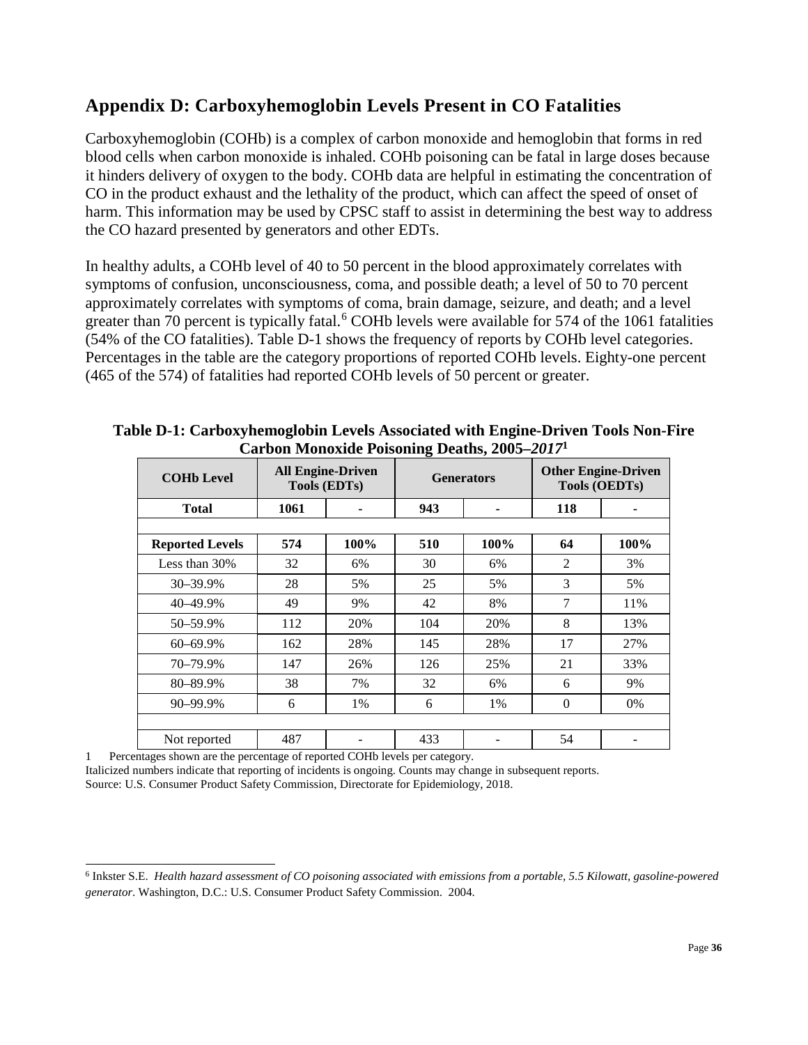## Appendix D: Carboxyhemoglobin Levels Present in CO Fatalities

Carboxyhemoglobin (COHb) is a complex of carbon monoxide and hemoglobin that forms in red blood cells when carbon monoxide is inhaled. COHb poisoning can be fatal in large doses because it hinders delivery of oxygen to the body. COHb data are helpful in estimating the concentration of CO in the product exhaust and the lethality of the product, which can affect the speed of onset of harm. This information may be used by CPSC staff to assist in determining the best way to address the CO hazard presented by generators and other EDTs.

In healthy adults, a COHb level of 40 to 50 percent in the blood approximately correlates with symptoms of confusion, unconsciousness, coma, and possible death; a level of 50 to 70 percent approximately correlates with symptoms of coma, brain damage, seizure, and death; and a level greater than 70 percent is typically fatal.[6] COHb levels were available for 574 of the 1061 fatalities (54% of the CO fatalities). Table D-1 shows the frequency of reports by COHb level categories. Percentages in the table are the category proportions of reported COHb levels. Eighty-one percent (465 of the 574) of fatalities had reported COHb levels of 50 percent or greater.

**Table D-1: Carboxyhemoglobin Levels Associated with Engine-Driven Tools Non-Fire Carbon Monoxide Poisoning Deaths, 2005–*2017*[1]**

| COHb Level | All Engine-Driven Tools (EDTs) | | Generators | | Other Engine-Driven Tools (OEDTs) | |
|---|---|---|---|---|---|---|
| **Total** | **1061** | **-** | **943** | **-** | **118** | **-** |
| | | | | | | |
| **Reported Levels** | **574** | **100%** | **510** | **100%** | **64** | **100%** |
| Less than 30% | 32 | 6% | 30 | 6% | 2 | 3% |
| 30–39.9% | 28 | 5% | 25 | 5% | 3 | 5% |
| 40–49.9% | 49 | 9% | 42 | 8% | 7 | 11% |
| 50–59.9% | 112 | 20% | 104 | 20% | 8 | 13% |
| 60–69.9% | 162 | 28% | 145 | 28% | 17 | 27% |
| 70–79.9% | 147 | 26% | 126 | 25% | 21 | 33% |
| 80–89.9% | 38 | 7% | 32 | 6% | 6 | 9% |
| 90–99.9% | 6 | 1% | 6 | 1% | 0 | 0% |
| | | | | | | |
| Not reported | 487 | - | 433 | - | 54 | - |

1 Percentages shown are the percentage of reported COHb levels per category.
Italicized numbers indicate that reporting of incidents is ongoing. Counts may change in subsequent reports.
Source: U.S. Consumer Product Safety Commission, Directorate for Epidemiology, 2018.

[6] Inkster S.E. *Health hazard assessment of CO poisoning associated with emissions from a portable, 5.5 Kilowatt, gasoline-powered generator*. Washington, D.C.: U.S. Consumer Product Safety Commission. 2004.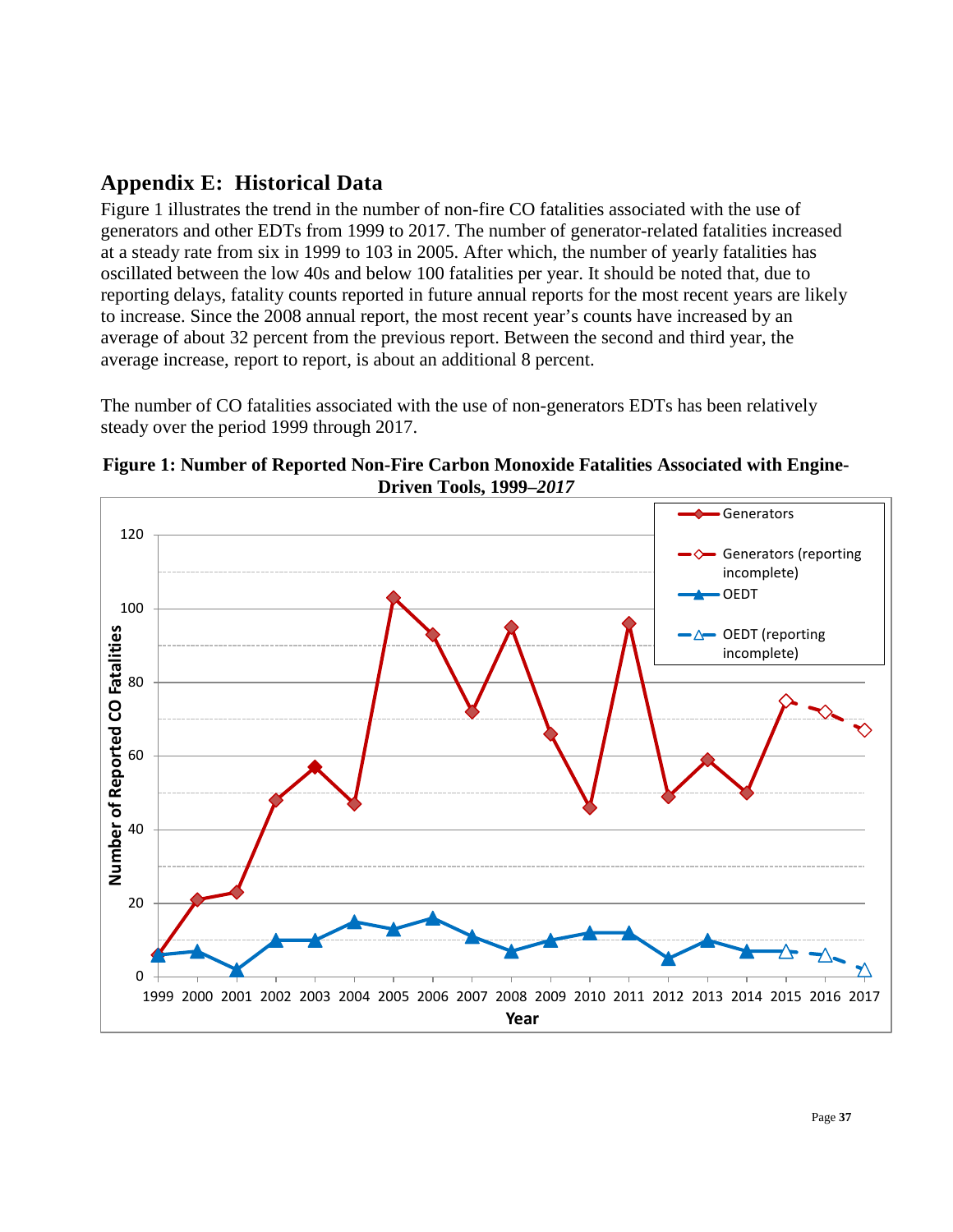## Appendix E: Historical Data

Figure 1 illustrates the trend in the number of non-fire CO fatalities associated with the use of generators and other EDTs from 1999 to 2017. The number of generator-related fatalities increased at a steady rate from six in 1999 to 103 in 2005. After which, the number of yearly fatalities has oscillated between the low 40s and below 100 fatalities per year. It should be noted that, due to reporting delays, fatality counts reported in future annual reports for the most recent years are likely to increase. Since the 2008 annual report, the most recent year's counts have increased by an average of about 32 percent from the previous report. Between the second and third year, the average increase, report to report, is about an additional 8 percent.

The number of CO fatalities associated with the use of non-generators EDTs has been relatively steady over the period 1999 through 2017.

**Figure 1: Number of Reported Non-Fire Carbon Monoxide Fatalities Associated with Engine-Driven Tools, 1999–*2017***

Generators
Generators (reporting incomplete)
OEDT
OEDT (reporting incomplete)

Number of Reported CO Fatalities

0
20
40
60
80
100
120

1999 2000 2001 2002 2003 2004 2005 2006 2007 2008 2009 2010 2011 2012 2013 2014 2015 2016 2017

Year